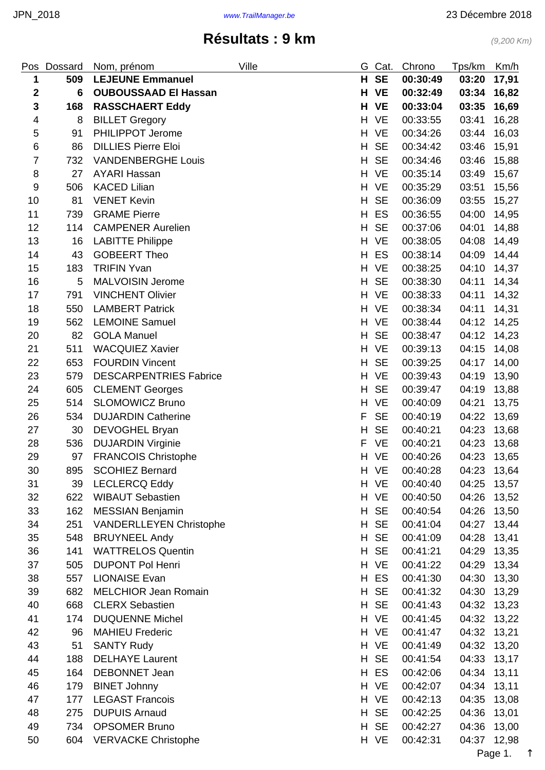# Résultats : 9 km

*(9,200 Km)*

| Pos | Dossard | Nom, prénom | Ville | G | Cat. | Chrono | Tps/km | Km/h |
|---|---|---|---|---|---|---|---|---|
| **1** | **509** | **LEJEUNE Emmanuel** | | **H** | **SE** | **00:30:49** | **03:20** | **17,91** |
| **2** | **6** | **OUBOUSSAAD El Hassan** | | **H** | **VE** | **00:32:49** | **03:34** | **16,82** |
| **3** | **168** | **RASSCHAERT Eddy** | | **H** | **VE** | **00:33:04** | **03:35** | **16,69** |
| 4 | 8 | BILLET Gregory | | H | VE | 00:33:55 | 03:41 | 16,28 |
| 5 | 91 | PHILIPPOT Jerome | | H | VE | 00:34:26 | 03:44 | 16,03 |
| 6 | 86 | DILLIES Pierre Eloi | | H | SE | 00:34:42 | 03:46 | 15,91 |
| 7 | 732 | VANDENBERGHE Louis | | H | SE | 00:34:46 | 03:46 | 15,88 |
| 8 | 27 | AYARI Hassan | | H | VE | 00:35:14 | 03:49 | 15,67 |
| 9 | 506 | KACED Lilian | | H | VE | 00:35:29 | 03:51 | 15,56 |
| 10 | 81 | VENET Kevin | | H | SE | 00:36:09 | 03:55 | 15,27 |
| 11 | 739 | GRAME Pierre | | H | ES | 00:36:55 | 04:00 | 14,95 |
| 12 | 114 | CAMPENER Aurelien | | H | SE | 00:37:06 | 04:01 | 14,88 |
| 13 | 16 | LABITTE Philippe | | H | VE | 00:38:05 | 04:08 | 14,49 |
| 14 | 43 | GOBEERT Theo | | H | ES | 00:38:14 | 04:09 | 14,44 |
| 15 | 183 | TRIFIN Yvan | | H | VE | 00:38:25 | 04:10 | 14,37 |
| 16 | 5 | MALVOISIN Jerome | | H | SE | 00:38:30 | 04:11 | 14,34 |
| 17 | 791 | VINCHENT Olivier | | H | VE | 00:38:33 | 04:11 | 14,32 |
| 18 | 550 | LAMBERT Patrick | | H | VE | 00:38:34 | 04:11 | 14,31 |
| 19 | 562 | LEMOINE Samuel | | H | VE | 00:38:44 | 04:12 | 14,25 |
| 20 | 82 | GOLA Manuel | | H | SE | 00:38:47 | 04:12 | 14,23 |
| 21 | 511 | WACQUIEZ Xavier | | H | VE | 00:39:13 | 04:15 | 14,08 |
| 22 | 653 | FOURDIN Vincent | | H | SE | 00:39:25 | 04:17 | 14,00 |
| 23 | 579 | DESCARPENTRIES Fabrice | | H | VE | 00:39:43 | 04:19 | 13,90 |
| 24 | 605 | CLEMENT Georges | | H | SE | 00:39:47 | 04:19 | 13,88 |
| 25 | 514 | SLOMOWICZ Bruno | | H | VE | 00:40:09 | 04:21 | 13,75 |
| 26 | 534 | DUJARDIN Catherine | | F | SE | 00:40:19 | 04:22 | 13,69 |
| 27 | 30 | DEVOGHEL Bryan | | H | SE | 00:40:21 | 04:23 | 13,68 |
| 28 | 536 | DUJARDIN Virginie | | F | VE | 00:40:21 | 04:23 | 13,68 |
| 29 | 97 | FRANCOIS Christophe | | H | VE | 00:40:26 | 04:23 | 13,65 |
| 30 | 895 | SCOHIEZ Bernard | | H | VE | 00:40:28 | 04:23 | 13,64 |
| 31 | 39 | LECLERCQ Eddy | | H | VE | 00:40:40 | 04:25 | 13,57 |
| 32 | 622 | WIBAUT Sebastien | | H | VE | 00:40:50 | 04:26 | 13,52 |
| 33 | 162 | MESSIAN Benjamin | | H | SE | 00:40:54 | 04:26 | 13,50 |
| 34 | 251 | VANDERLLEYEN Christophe | | H | SE | 00:41:04 | 04:27 | 13,44 |
| 35 | 548 | BRUYNEEL Andy | | H | SE | 00:41:09 | 04:28 | 13,41 |
| 36 | 141 | WATTRELOS Quentin | | H | SE | 00:41:21 | 04:29 | 13,35 |
| 37 | 505 | DUPONT Pol Henri | | H | VE | 00:41:22 | 04:29 | 13,34 |
| 38 | 557 | LIONAISE Evan | | H | ES | 00:41:30 | 04:30 | 13,30 |
| 39 | 682 | MELCHIOR Jean Romain | | H | SE | 00:41:32 | 04:30 | 13,29 |
| 40 | 668 | CLERX Sebastien | | H | SE | 00:41:43 | 04:32 | 13,23 |
| 41 | 174 | DUQUENNE Michel | | H | VE | 00:41:45 | 04:32 | 13,22 |
| 42 | 96 | MAHIEU Frederic | | H | VE | 00:41:47 | 04:32 | 13,21 |
| 43 | 51 | SANTY Rudy | | H | VE | 00:41:49 | 04:32 | 13,20 |
| 44 | 188 | DELHAYE Laurent | | H | SE | 00:41:54 | 04:33 | 13,17 |
| 45 | 164 | DEBONNET Jean | | H | ES | 00:42:06 | 04:34 | 13,11 |
| 46 | 179 | BINET Johnny | | H | VE | 00:42:07 | 04:34 | 13,11 |
| 47 | 177 | LEGAST Francois | | H | VE | 00:42:13 | 04:35 | 13,08 |
| 48 | 275 | DUPUIS Arnaud | | H | SE | 00:42:25 | 04:36 | 13,01 |
| 49 | 734 | OPSOMER Bruno | | H | SE | 00:42:27 | 04:36 | 13,00 |
| 50 | 604 | VERVACKE Christophe | | H | VE | 00:42:31 | 04:37 | 12,98 |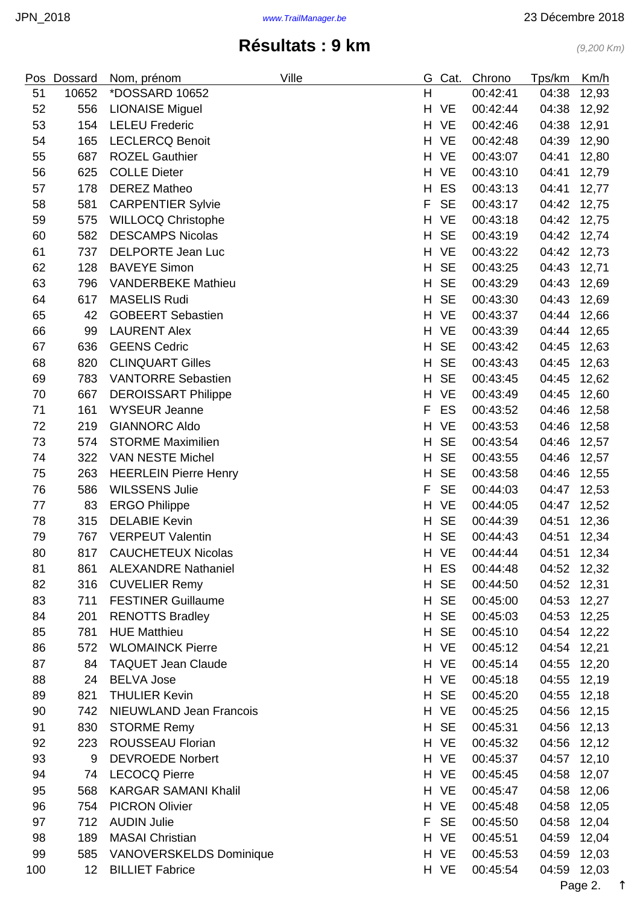# Résultats : 9 km

*(9,200 Km)*

| Pos | Dossard | Nom, prénom | Ville | G | Cat. | Chrono | Tps/km | Km/h |
|---|---|---|---|---|---|---|---|---|
| 51 | 10652 | *DOSSARD 10652 | | H | | 00:42:41 | 04:38 | 12,93 |
| 52 | 556 | LIONAISE Miguel | | H | VE | 00:42:44 | 04:38 | 12,92 |
| 53 | 154 | LELEU Frederic | | H | VE | 00:42:46 | 04:38 | 12,91 |
| 54 | 165 | LECLERCQ Benoit | | H | VE | 00:42:48 | 04:39 | 12,90 |
| 55 | 687 | ROZEL Gauthier | | H | VE | 00:43:07 | 04:41 | 12,80 |
| 56 | 625 | COLLE Dieter | | H | VE | 00:43:10 | 04:41 | 12,79 |
| 57 | 178 | DEREZ Matheo | | H | ES | 00:43:13 | 04:41 | 12,77 |
| 58 | 581 | CARPENTIER Sylvie | | F | SE | 00:43:17 | 04:42 | 12,75 |
| 59 | 575 | WILLOCQ Christophe | | H | VE | 00:43:18 | 04:42 | 12,75 |
| 60 | 582 | DESCAMPS Nicolas | | H | SE | 00:43:19 | 04:42 | 12,74 |
| 61 | 737 | DELPORTE Jean Luc | | H | VE | 00:43:22 | 04:42 | 12,73 |
| 62 | 128 | BAVEYE Simon | | H | SE | 00:43:25 | 04:43 | 12,71 |
| 63 | 796 | VANDERBEKE Mathieu | | H | SE | 00:43:29 | 04:43 | 12,69 |
| 64 | 617 | MASELIS Rudi | | H | SE | 00:43:30 | 04:43 | 12,69 |
| 65 | 42 | GOBEERT Sebastien | | H | VE | 00:43:37 | 04:44 | 12,66 |
| 66 | 99 | LAURENT Alex | | H | VE | 00:43:39 | 04:44 | 12,65 |
| 67 | 636 | GEENS Cedric | | H | SE | 00:43:42 | 04:45 | 12,63 |
| 68 | 820 | CLINQUART Gilles | | H | SE | 00:43:43 | 04:45 | 12,63 |
| 69 | 783 | VANTORRE Sebastien | | H | SE | 00:43:45 | 04:45 | 12,62 |
| 70 | 667 | DEROISSART Philippe | | H | VE | 00:43:49 | 04:45 | 12,60 |
| 71 | 161 | WYSEUR Jeanne | | F | ES | 00:43:52 | 04:46 | 12,58 |
| 72 | 219 | GIANNORC Aldo | | H | VE | 00:43:53 | 04:46 | 12,58 |
| 73 | 574 | STORME Maximilien | | H | SE | 00:43:54 | 04:46 | 12,57 |
| 74 | 322 | VAN NESTE Michel | | H | SE | 00:43:55 | 04:46 | 12,57 |
| 75 | 263 | HEERLEIN Pierre Henry | | H | SE | 00:43:58 | 04:46 | 12,55 |
| 76 | 586 | WILSSENS Julie | | F | SE | 00:44:03 | 04:47 | 12,53 |
| 77 | 83 | ERGO Philippe | | H | VE | 00:44:05 | 04:47 | 12,52 |
| 78 | 315 | DELABIE Kevin | | H | SE | 00:44:39 | 04:51 | 12,36 |
| 79 | 767 | VERPEUT Valentin | | H | SE | 00:44:43 | 04:51 | 12,34 |
| 80 | 817 | CAUCHETEUX Nicolas | | H | VE | 00:44:44 | 04:51 | 12,34 |
| 81 | 861 | ALEXANDRE Nathaniel | | H | ES | 00:44:48 | 04:52 | 12,32 |
| 82 | 316 | CUVELIER Remy | | H | SE | 00:44:50 | 04:52 | 12,31 |
| 83 | 711 | FESTINER Guillaume | | H | SE | 00:45:00 | 04:53 | 12,27 |
| 84 | 201 | RENOTTS Bradley | | H | SE | 00:45:03 | 04:53 | 12,25 |
| 85 | 781 | HUE Matthieu | | H | SE | 00:45:10 | 04:54 | 12,22 |
| 86 | 572 | WLOMAINCK Pierre | | H | VE | 00:45:12 | 04:54 | 12,21 |
| 87 | 84 | TAQUET Jean Claude | | H | VE | 00:45:14 | 04:55 | 12,20 |
| 88 | 24 | BELVA Jose | | H | VE | 00:45:18 | 04:55 | 12,19 |
| 89 | 821 | THULIER Kevin | | H | SE | 00:45:20 | 04:55 | 12,18 |
| 90 | 742 | NIEUWLAND Jean Francois | | H | VE | 00:45:25 | 04:56 | 12,15 |
| 91 | 830 | STORME Remy | | H | SE | 00:45:31 | 04:56 | 12,13 |
| 92 | 223 | ROUSSEAU Florian | | H | VE | 00:45:32 | 04:56 | 12,12 |
| 93 | 9 | DEVROEDE Norbert | | H | VE | 00:45:37 | 04:57 | 12,10 |
| 94 | 74 | LECOCQ Pierre | | H | VE | 00:45:45 | 04:58 | 12,07 |
| 95 | 568 | KARGAR SAMANI Khalil | | H | VE | 00:45:47 | 04:58 | 12,06 |
| 96 | 754 | PICRON Olivier | | H | VE | 00:45:48 | 04:58 | 12,05 |
| 97 | 712 | AUDIN Julie | | F | SE | 00:45:50 | 04:58 | 12,04 |
| 98 | 189 | MASAI Christian | | H | VE | 00:45:51 | 04:59 | 12,04 |
| 99 | 585 | VANOVERSKELDS Dominique | | H | VE | 00:45:53 | 04:59 | 12,03 |
| 100 | 12 | BILLIET Fabrice | | H | VE | 00:45:54 | 04:59 | 12,03 |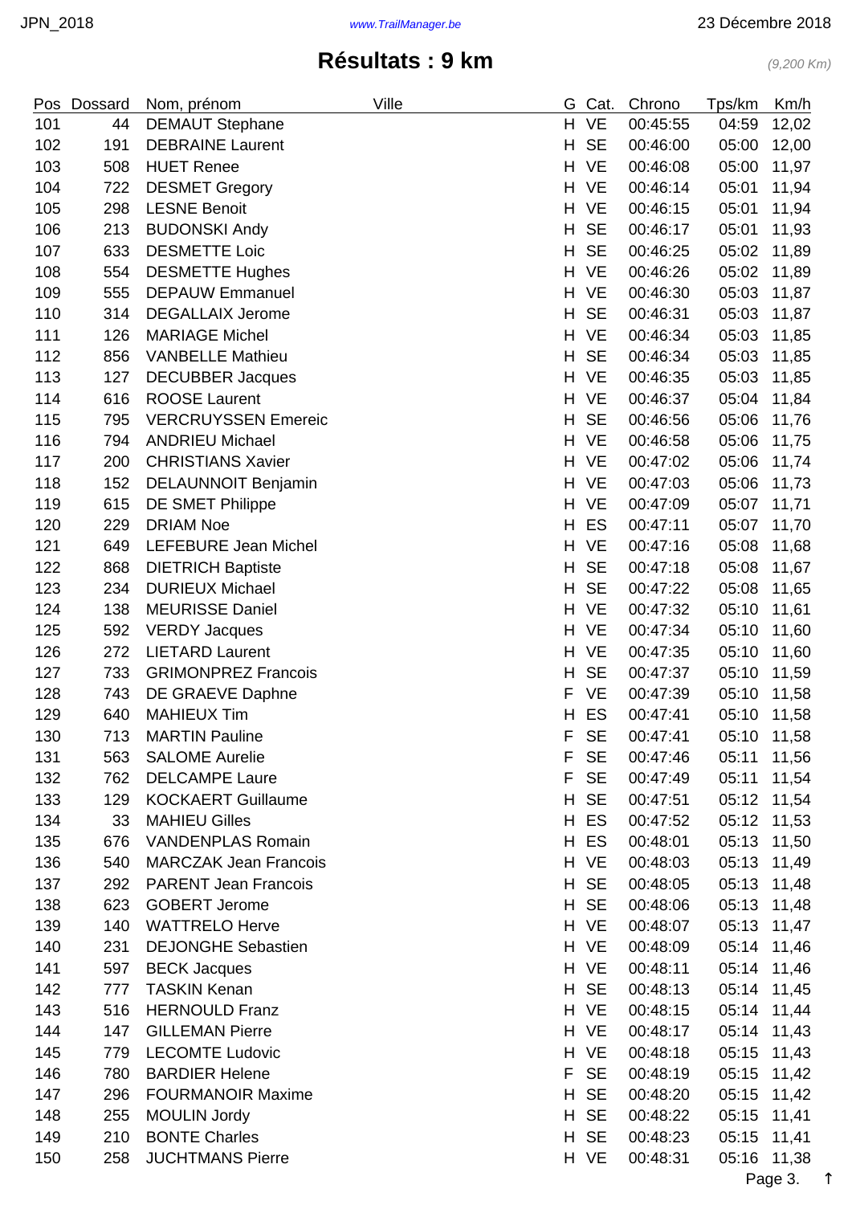# Résultats : 9 km

*(9,200 Km)*

| Pos | Dossard | Nom, prénom | Ville | G | Cat. | Chrono | Tps/km | Km/h |
|---|---|---|---|---|---|---|---|---|
| 101 | 44 | DEMAUT Stephane | | H | VE | 00:45:55 | 04:59 | 12,02 |
| 102 | 191 | DEBRAINE Laurent | | H | SE | 00:46:00 | 05:00 | 12,00 |
| 103 | 508 | HUET Renee | | H | VE | 00:46:08 | 05:00 | 11,97 |
| 104 | 722 | DESMET Gregory | | H | VE | 00:46:14 | 05:01 | 11,94 |
| 105 | 298 | LESNE Benoit | | H | VE | 00:46:15 | 05:01 | 11,94 |
| 106 | 213 | BUDONSKI Andy | | H | SE | 00:46:17 | 05:01 | 11,93 |
| 107 | 633 | DESMETTE Loic | | H | SE | 00:46:25 | 05:02 | 11,89 |
| 108 | 554 | DESMETTE Hughes | | H | VE | 00:46:26 | 05:02 | 11,89 |
| 109 | 555 | DEPAUW Emmanuel | | H | VE | 00:46:30 | 05:03 | 11,87 |
| 110 | 314 | DEGALLAIX Jerome | | H | SE | 00:46:31 | 05:03 | 11,87 |
| 111 | 126 | MARIAGE Michel | | H | VE | 00:46:34 | 05:03 | 11,85 |
| 112 | 856 | VANBELLE Mathieu | | H | SE | 00:46:34 | 05:03 | 11,85 |
| 113 | 127 | DECUBBER Jacques | | H | VE | 00:46:35 | 05:03 | 11,85 |
| 114 | 616 | ROOSE Laurent | | H | VE | 00:46:37 | 05:04 | 11,84 |
| 115 | 795 | VERCRUYSSEN Emereic | | H | SE | 00:46:56 | 05:06 | 11,76 |
| 116 | 794 | ANDRIEU Michael | | H | VE | 00:46:58 | 05:06 | 11,75 |
| 117 | 200 | CHRISTIANS Xavier | | H | VE | 00:47:02 | 05:06 | 11,74 |
| 118 | 152 | DELAUNNOIT Benjamin | | H | VE | 00:47:03 | 05:06 | 11,73 |
| 119 | 615 | DE SMET Philippe | | H | VE | 00:47:09 | 05:07 | 11,71 |
| 120 | 229 | DRIAM Noe | | H | ES | 00:47:11 | 05:07 | 11,70 |
| 121 | 649 | LEFEBURE Jean Michel | | H | VE | 00:47:16 | 05:08 | 11,68 |
| 122 | 868 | DIETRICH Baptiste | | H | SE | 00:47:18 | 05:08 | 11,67 |
| 123 | 234 | DURIEUX Michael | | H | SE | 00:47:22 | 05:08 | 11,65 |
| 124 | 138 | MEURISSE Daniel | | H | VE | 00:47:32 | 05:10 | 11,61 |
| 125 | 592 | VERDY Jacques | | H | VE | 00:47:34 | 05:10 | 11,60 |
| 126 | 272 | LIETARD Laurent | | H | VE | 00:47:35 | 05:10 | 11,60 |
| 127 | 733 | GRIMONPREZ Francois | | H | SE | 00:47:37 | 05:10 | 11,59 |
| 128 | 743 | DE GRAEVE Daphne | | F | VE | 00:47:39 | 05:10 | 11,58 |
| 129 | 640 | MAHIEUX Tim | | H | ES | 00:47:41 | 05:10 | 11,58 |
| 130 | 713 | MARTIN Pauline | | F | SE | 00:47:41 | 05:10 | 11,58 |
| 131 | 563 | SALOME Aurelie | | F | SE | 00:47:46 | 05:11 | 11,56 |
| 132 | 762 | DELCAMPE Laure | | F | SE | 00:47:49 | 05:11 | 11,54 |
| 133 | 129 | KOCKAERT Guillaume | | H | SE | 00:47:51 | 05:12 | 11,54 |
| 134 | 33 | MAHIEU Gilles | | H | ES | 00:47:52 | 05:12 | 11,53 |
| 135 | 676 | VANDENPLAS Romain | | H | ES | 00:48:01 | 05:13 | 11,50 |
| 136 | 540 | MARCZAK Jean Francois | | H | VE | 00:48:03 | 05:13 | 11,49 |
| 137 | 292 | PARENT Jean Francois | | H | SE | 00:48:05 | 05:13 | 11,48 |
| 138 | 623 | GOBERT Jerome | | H | SE | 00:48:06 | 05:13 | 11,48 |
| 139 | 140 | WATTRELO Herve | | H | VE | 00:48:07 | 05:13 | 11,47 |
| 140 | 231 | DEJONGHE Sebastien | | H | VE | 00:48:09 | 05:14 | 11,46 |
| 141 | 597 | BECK Jacques | | H | VE | 00:48:11 | 05:14 | 11,46 |
| 142 | 777 | TASKIN Kenan | | H | SE | 00:48:13 | 05:14 | 11,45 |
| 143 | 516 | HERNOULD Franz | | H | VE | 00:48:15 | 05:14 | 11,44 |
| 144 | 147 | GILLEMAN Pierre | | H | VE | 00:48:17 | 05:14 | 11,43 |
| 145 | 779 | LECOMTE Ludovic | | H | VE | 00:48:18 | 05:15 | 11,43 |
| 146 | 780 | BARDIER Helene | | F | SE | 00:48:19 | 05:15 | 11,42 |
| 147 | 296 | FOURMANOIR Maxime | | H | SE | 00:48:20 | 05:15 | 11,42 |
| 148 | 255 | MOULIN Jordy | | H | SE | 00:48:22 | 05:15 | 11,41 |
| 149 | 210 | BONTE Charles | | H | SE | 00:48:23 | 05:15 | 11,41 |
| 150 | 258 | JUCHTMANS Pierre | | H | VE | 00:48:31 | 05:16 | 11,38 |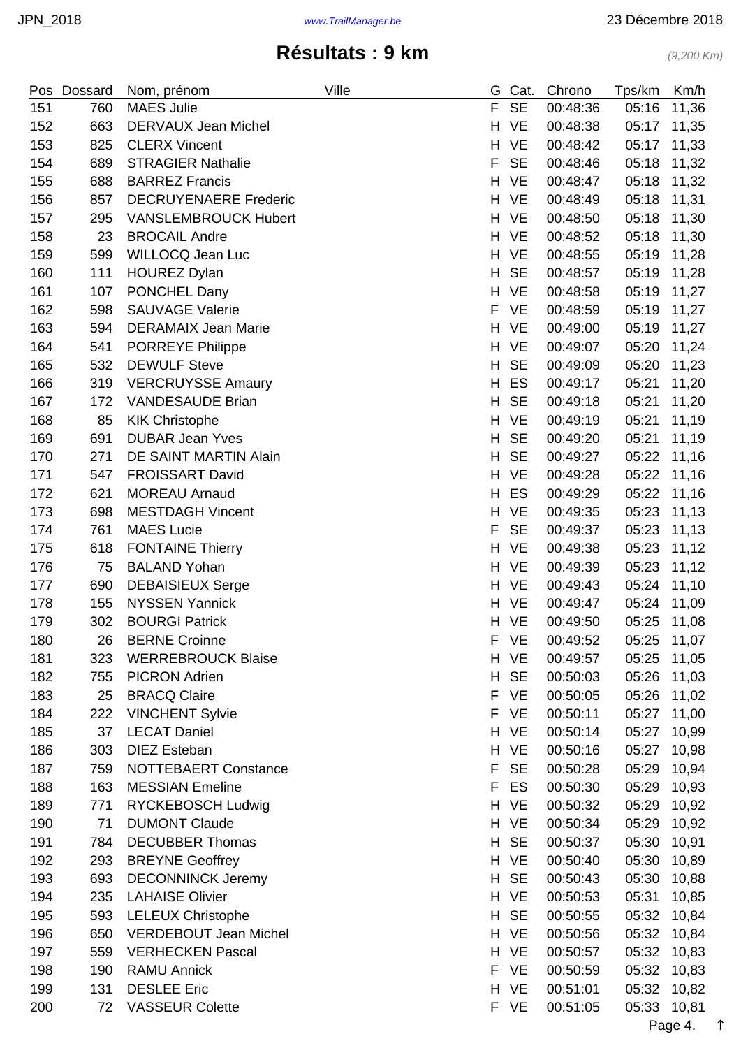# Résultats : 9 km

*(9,200 Km)*

| Pos | Dossard | Nom, prénom | Ville | G | Cat. | Chrono | Tps/km | Km/h |
|---|---|---|---|---|---|---|---|---|
| 151 | 760 | MAES Julie | | F | SE | 00:48:36 | 05:16 | 11,36 |
| 152 | 663 | DERVAUX Jean Michel | | H | VE | 00:48:38 | 05:17 | 11,35 |
| 153 | 825 | CLERX Vincent | | H | VE | 00:48:42 | 05:17 | 11,33 |
| 154 | 689 | STRAGIER Nathalie | | F | SE | 00:48:46 | 05:18 | 11,32 |
| 155 | 688 | BARREZ Francis | | H | VE | 00:48:47 | 05:18 | 11,32 |
| 156 | 857 | DECRUYENAERE Frederic | | H | VE | 00:48:49 | 05:18 | 11,31 |
| 157 | 295 | VANSLEMBROUCK Hubert | | H | VE | 00:48:50 | 05:18 | 11,30 |
| 158 | 23 | BROCAIL Andre | | H | VE | 00:48:52 | 05:18 | 11,30 |
| 159 | 599 | WILLOCQ Jean Luc | | H | VE | 00:48:55 | 05:19 | 11,28 |
| 160 | 111 | HOUREZ Dylan | | H | SE | 00:48:57 | 05:19 | 11,28 |
| 161 | 107 | PONCHEL Dany | | H | VE | 00:48:58 | 05:19 | 11,27 |
| 162 | 598 | SAUVAGE Valerie | | F | VE | 00:48:59 | 05:19 | 11,27 |
| 163 | 594 | DERAMAIX Jean Marie | | H | VE | 00:49:00 | 05:19 | 11,27 |
| 164 | 541 | PORREYE Philippe | | H | VE | 00:49:07 | 05:20 | 11,24 |
| 165 | 532 | DEWULF Steve | | H | SE | 00:49:09 | 05:20 | 11,23 |
| 166 | 319 | VERCRUYSSE Amaury | | H | ES | 00:49:17 | 05:21 | 11,20 |
| 167 | 172 | VANDESAUDE Brian | | H | SE | 00:49:18 | 05:21 | 11,20 |
| 168 | 85 | KIK Christophe | | H | VE | 00:49:19 | 05:21 | 11,19 |
| 169 | 691 | DUBAR Jean Yves | | H | SE | 00:49:20 | 05:21 | 11,19 |
| 170 | 271 | DE SAINT MARTIN Alain | | H | SE | 00:49:27 | 05:22 | 11,16 |
| 171 | 547 | FROISSART David | | H | VE | 00:49:28 | 05:22 | 11,16 |
| 172 | 621 | MOREAU Arnaud | | H | ES | 00:49:29 | 05:22 | 11,16 |
| 173 | 698 | MESTDAGH Vincent | | H | VE | 00:49:35 | 05:23 | 11,13 |
| 174 | 761 | MAES Lucie | | F | SE | 00:49:37 | 05:23 | 11,13 |
| 175 | 618 | FONTAINE Thierry | | H | VE | 00:49:38 | 05:23 | 11,12 |
| 176 | 75 | BALAND Yohan | | H | VE | 00:49:39 | 05:23 | 11,12 |
| 177 | 690 | DEBAISIEUX Serge | | H | VE | 00:49:43 | 05:24 | 11,10 |
| 178 | 155 | NYSSEN Yannick | | H | VE | 00:49:47 | 05:24 | 11,09 |
| 179 | 302 | BOURGI Patrick | | H | VE | 00:49:50 | 05:25 | 11,08 |
| 180 | 26 | BERNE Croinne | | F | VE | 00:49:52 | 05:25 | 11,07 |
| 181 | 323 | WERREBROUCK Blaise | | H | VE | 00:49:57 | 05:25 | 11,05 |
| 182 | 755 | PICRON Adrien | | H | SE | 00:50:03 | 05:26 | 11,03 |
| 183 | 25 | BRACQ Claire | | F | VE | 00:50:05 | 05:26 | 11,02 |
| 184 | 222 | VINCHENT Sylvie | | F | VE | 00:50:11 | 05:27 | 11,00 |
| 185 | 37 | LECAT Daniel | | H | VE | 00:50:14 | 05:27 | 10,99 |
| 186 | 303 | DIEZ Esteban | | H | VE | 00:50:16 | 05:27 | 10,98 |
| 187 | 759 | NOTTEBAERT Constance | | F | SE | 00:50:28 | 05:29 | 10,94 |
| 188 | 163 | MESSIAN Emeline | | F | ES | 00:50:30 | 05:29 | 10,93 |
| 189 | 771 | RYCKEBOSCH Ludwig | | H | VE | 00:50:32 | 05:29 | 10,92 |
| 190 | 71 | DUMONT Claude | | H | VE | 00:50:34 | 05:29 | 10,92 |
| 191 | 784 | DECUBBER Thomas | | H | SE | 00:50:37 | 05:30 | 10,91 |
| 192 | 293 | BREYNE Geoffrey | | H | VE | 00:50:40 | 05:30 | 10,89 |
| 193 | 693 | DECONNINCK Jeremy | | H | SE | 00:50:43 | 05:30 | 10,88 |
| 194 | 235 | LAHAISE Olivier | | H | VE | 00:50:53 | 05:31 | 10,85 |
| 195 | 593 | LELEUX Christophe | | H | SE | 00:50:55 | 05:32 | 10,84 |
| 196 | 650 | VERDEBOUT Jean Michel | | H | VE | 00:50:56 | 05:32 | 10,84 |
| 197 | 559 | VERHECKEN Pascal | | H | VE | 00:50:57 | 05:32 | 10,83 |
| 198 | 190 | RAMU Annick | | F | VE | 00:50:59 | 05:32 | 10,83 |
| 199 | 131 | DESLEE Eric | | H | VE | 00:51:01 | 05:32 | 10,82 |
| 200 | 72 | VASSEUR Colette | | F | VE | 00:51:05 | 05:33 | 10,81 |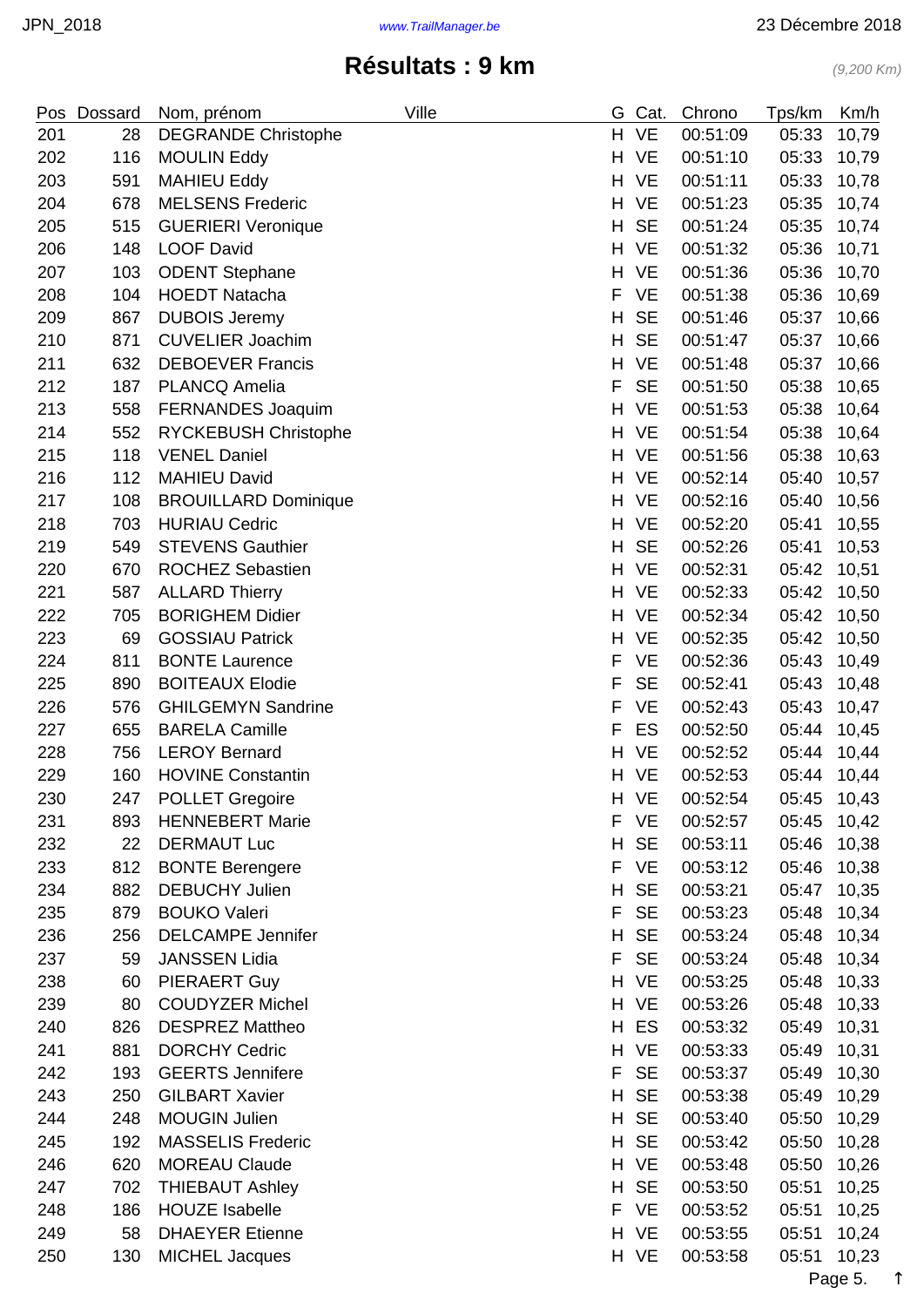# Résultats : 9 km

*(9,200 Km)*

| Pos | Dossard | Nom, prénom | Ville | G | Cat. | Chrono | Tps/km | Km/h |
|---|---|---|---|---|---|---|---|---|
| 201 | 28 | DEGRANDE Christophe | | H | VE | 00:51:09 | 05:33 | 10,79 |
| 202 | 116 | MOULIN Eddy | | H | VE | 00:51:10 | 05:33 | 10,79 |
| 203 | 591 | MAHIEU Eddy | | H | VE | 00:51:11 | 05:33 | 10,78 |
| 204 | 678 | MELSENS Frederic | | H | VE | 00:51:23 | 05:35 | 10,74 |
| 205 | 515 | GUERIERI Veronique | | H | SE | 00:51:24 | 05:35 | 10,74 |
| 206 | 148 | LOOF David | | H | VE | 00:51:32 | 05:36 | 10,71 |
| 207 | 103 | ODENT Stephane | | H | VE | 00:51:36 | 05:36 | 10,70 |
| 208 | 104 | HOEDT Natacha | | F | VE | 00:51:38 | 05:36 | 10,69 |
| 209 | 867 | DUBOIS Jeremy | | H | SE | 00:51:46 | 05:37 | 10,66 |
| 210 | 871 | CUVELIER Joachim | | H | SE | 00:51:47 | 05:37 | 10,66 |
| 211 | 632 | DEBOEVER Francis | | H | VE | 00:51:48 | 05:37 | 10,66 |
| 212 | 187 | PLANCQ Amelia | | F | SE | 00:51:50 | 05:38 | 10,65 |
| 213 | 558 | FERNANDES Joaquim | | H | VE | 00:51:53 | 05:38 | 10,64 |
| 214 | 552 | RYCKEBUSH Christophe | | H | VE | 00:51:54 | 05:38 | 10,64 |
| 215 | 118 | VENEL Daniel | | H | VE | 00:51:56 | 05:38 | 10,63 |
| 216 | 112 | MAHIEU David | | H | VE | 00:52:14 | 05:40 | 10,57 |
| 217 | 108 | BROUILLARD Dominique | | H | VE | 00:52:16 | 05:40 | 10,56 |
| 218 | 703 | HURIAU Cedric | | H | VE | 00:52:20 | 05:41 | 10,55 |
| 219 | 549 | STEVENS Gauthier | | H | SE | 00:52:26 | 05:41 | 10,53 |
| 220 | 670 | ROCHEZ Sebastien | | H | VE | 00:52:31 | 05:42 | 10,51 |
| 221 | 587 | ALLARD Thierry | | H | VE | 00:52:33 | 05:42 | 10,50 |
| 222 | 705 | BORIGHEM Didier | | H | VE | 00:52:34 | 05:42 | 10,50 |
| 223 | 69 | GOSSIAU Patrick | | H | VE | 00:52:35 | 05:42 | 10,50 |
| 224 | 811 | BONTE Laurence | | F | VE | 00:52:36 | 05:43 | 10,49 |
| 225 | 890 | BOITEAUX Elodie | | F | SE | 00:52:41 | 05:43 | 10,48 |
| 226 | 576 | GHILGEMYN Sandrine | | F | VE | 00:52:43 | 05:43 | 10,47 |
| 227 | 655 | BARELA Camille | | F | ES | 00:52:50 | 05:44 | 10,45 |
| 228 | 756 | LEROY Bernard | | H | VE | 00:52:52 | 05:44 | 10,44 |
| 229 | 160 | HOVINE Constantin | | H | VE | 00:52:53 | 05:44 | 10,44 |
| 230 | 247 | POLLET Gregoire | | H | VE | 00:52:54 | 05:45 | 10,43 |
| 231 | 893 | HENNEBERT Marie | | F | VE | 00:52:57 | 05:45 | 10,42 |
| 232 | 22 | DERMAUT Luc | | H | SE | 00:53:11 | 05:46 | 10,38 |
| 233 | 812 | BONTE Berengere | | F | VE | 00:53:12 | 05:46 | 10,38 |
| 234 | 882 | DEBUCHY Julien | | H | SE | 00:53:21 | 05:47 | 10,35 |
| 235 | 879 | BOUKO Valeri | | F | SE | 00:53:23 | 05:48 | 10,34 |
| 236 | 256 | DELCAMPE Jennifer | | H | SE | 00:53:24 | 05:48 | 10,34 |
| 237 | 59 | JANSSEN Lidia | | F | SE | 00:53:24 | 05:48 | 10,34 |
| 238 | 60 | PIERAERT Guy | | H | VE | 00:53:25 | 05:48 | 10,33 |
| 239 | 80 | COUDYZER Michel | | H | VE | 00:53:26 | 05:48 | 10,33 |
| 240 | 826 | DESPREZ Mattheo | | H | ES | 00:53:32 | 05:49 | 10,31 |
| 241 | 881 | DORCHY Cedric | | H | VE | 00:53:33 | 05:49 | 10,31 |
| 242 | 193 | GEERTS Jennifere | | F | SE | 00:53:37 | 05:49 | 10,30 |
| 243 | 250 | GILBART Xavier | | H | SE | 00:53:38 | 05:49 | 10,29 |
| 244 | 248 | MOUGIN Julien | | H | SE | 00:53:40 | 05:50 | 10,29 |
| 245 | 192 | MASSELIS Frederic | | H | SE | 00:53:42 | 05:50 | 10,28 |
| 246 | 620 | MOREAU Claude | | H | VE | 00:53:48 | 05:50 | 10,26 |
| 247 | 702 | THIEBAUT Ashley | | H | SE | 00:53:50 | 05:51 | 10,25 |
| 248 | 186 | HOUZE Isabelle | | F | VE | 00:53:52 | 05:51 | 10,25 |
| 249 | 58 | DHAEYER Etienne | | H | VE | 00:53:55 | 05:51 | 10,24 |
| 250 | 130 | MICHEL Jacques | | H | VE | 00:53:58 | 05:51 | 10,23 |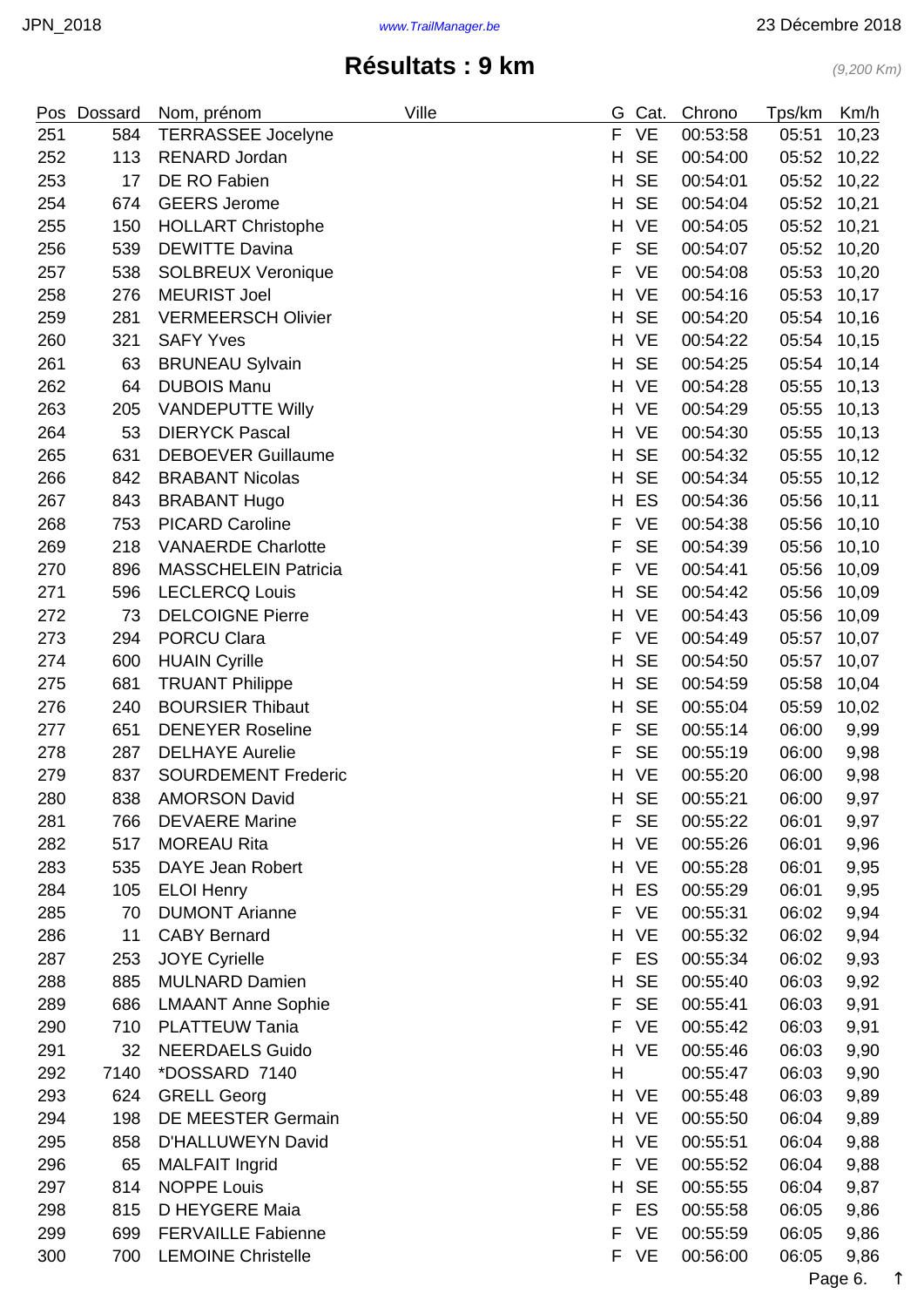# Résultats : 9 km

*(9,200 Km)*

| Pos | Dossard | Nom, prénom | Ville | G | Cat. | Chrono | Tps/km | Km/h |
|---|---|---|---|---|---|---|---|---|
| 251 | 584 | TERRASSEE Jocelyne | | F | VE | 00:53:58 | 05:51 | 10,23 |
| 252 | 113 | RENARD Jordan | | H | SE | 00:54:00 | 05:52 | 10,22 |
| 253 | 17 | DE RO Fabien | | H | SE | 00:54:01 | 05:52 | 10,22 |
| 254 | 674 | GEERS Jerome | | H | SE | 00:54:04 | 05:52 | 10,21 |
| 255 | 150 | HOLLART Christophe | | H | VE | 00:54:05 | 05:52 | 10,21 |
| 256 | 539 | DEWITTE Davina | | F | SE | 00:54:07 | 05:52 | 10,20 |
| 257 | 538 | SOLBREUX Veronique | | F | VE | 00:54:08 | 05:53 | 10,20 |
| 258 | 276 | MEURIST Joel | | H | VE | 00:54:16 | 05:53 | 10,17 |
| 259 | 281 | VERMEERSCH Olivier | | H | SE | 00:54:20 | 05:54 | 10,16 |
| 260 | 321 | SAFY Yves | | H | VE | 00:54:22 | 05:54 | 10,15 |
| 261 | 63 | BRUNEAU Sylvain | | H | SE | 00:54:25 | 05:54 | 10,14 |
| 262 | 64 | DUBOIS Manu | | H | VE | 00:54:28 | 05:55 | 10,13 |
| 263 | 205 | VANDEPUTTE Willy | | H | VE | 00:54:29 | 05:55 | 10,13 |
| 264 | 53 | DIERYCK Pascal | | H | VE | 00:54:30 | 05:55 | 10,13 |
| 265 | 631 | DEBOEVER Guillaume | | H | SE | 00:54:32 | 05:55 | 10,12 |
| 266 | 842 | BRABANT Nicolas | | H | SE | 00:54:34 | 05:55 | 10,12 |
| 267 | 843 | BRABANT Hugo | | H | ES | 00:54:36 | 05:56 | 10,11 |
| 268 | 753 | PICARD Caroline | | F | VE | 00:54:38 | 05:56 | 10,10 |
| 269 | 218 | VANAERDE Charlotte | | F | SE | 00:54:39 | 05:56 | 10,10 |
| 270 | 896 | MASSCHELEIN Patricia | | F | VE | 00:54:41 | 05:56 | 10,09 |
| 271 | 596 | LECLERCQ Louis | | H | SE | 00:54:42 | 05:56 | 10,09 |
| 272 | 73 | DELCOIGNE Pierre | | H | VE | 00:54:43 | 05:56 | 10,09 |
| 273 | 294 | PORCU Clara | | F | VE | 00:54:49 | 05:57 | 10,07 |
| 274 | 600 | HUAIN Cyrille | | H | SE | 00:54:50 | 05:57 | 10,07 |
| 275 | 681 | TRUANT Philippe | | H | SE | 00:54:59 | 05:58 | 10,04 |
| 276 | 240 | BOURSIER Thibaut | | H | SE | 00:55:04 | 05:59 | 10,02 |
| 277 | 651 | DENEYER Roseline | | F | SE | 00:55:14 | 06:00 | 9,99 |
| 278 | 287 | DELHAYE Aurelie | | F | SE | 00:55:19 | 06:00 | 9,98 |
| 279 | 837 | SOURDEMENT Frederic | | H | VE | 00:55:20 | 06:00 | 9,98 |
| 280 | 838 | AMORSON David | | H | SE | 00:55:21 | 06:00 | 9,97 |
| 281 | 766 | DEVAERE Marine | | F | SE | 00:55:22 | 06:01 | 9,97 |
| 282 | 517 | MOREAU Rita | | H | VE | 00:55:26 | 06:01 | 9,96 |
| 283 | 535 | DAYE Jean Robert | | H | VE | 00:55:28 | 06:01 | 9,95 |
| 284 | 105 | ELOI Henry | | H | ES | 00:55:29 | 06:01 | 9,95 |
| 285 | 70 | DUMONT Arianne | | F | VE | 00:55:31 | 06:02 | 9,94 |
| 286 | 11 | CABY Bernard | | H | VE | 00:55:32 | 06:02 | 9,94 |
| 287 | 253 | JOYE Cyrielle | | F | ES | 00:55:34 | 06:02 | 9,93 |
| 288 | 885 | MULNARD Damien | | H | SE | 00:55:40 | 06:03 | 9,92 |
| 289 | 686 | LMAANT Anne Sophie | | F | SE | 00:55:41 | 06:03 | 9,91 |
| 290 | 710 | PLATTEUW Tania | | F | VE | 00:55:42 | 06:03 | 9,91 |
| 291 | 32 | NEERDAELS Guido | | H | VE | 00:55:46 | 06:03 | 9,90 |
| 292 | 7140 | *DOSSARD 7140 | | H | | 00:55:47 | 06:03 | 9,90 |
| 293 | 624 | GRELL Georg | | H | VE | 00:55:48 | 06:03 | 9,89 |
| 294 | 198 | DE MEESTER Germain | | H | VE | 00:55:50 | 06:04 | 9,89 |
| 295 | 858 | D'HALLUWEYN David | | H | VE | 00:55:51 | 06:04 | 9,88 |
| 296 | 65 | MALFAIT Ingrid | | F | VE | 00:55:52 | 06:04 | 9,88 |
| 297 | 814 | NOPPE Louis | | H | SE | 00:55:55 | 06:04 | 9,87 |
| 298 | 815 | D HEYGERE Maia | | F | ES | 00:55:58 | 06:05 | 9,86 |
| 299 | 699 | FERVAILLE Fabienne | | F | VE | 00:55:59 | 06:05 | 9,86 |
| 300 | 700 | LEMOINE Christelle | | F | VE | 00:56:00 | 06:05 | 9,86 |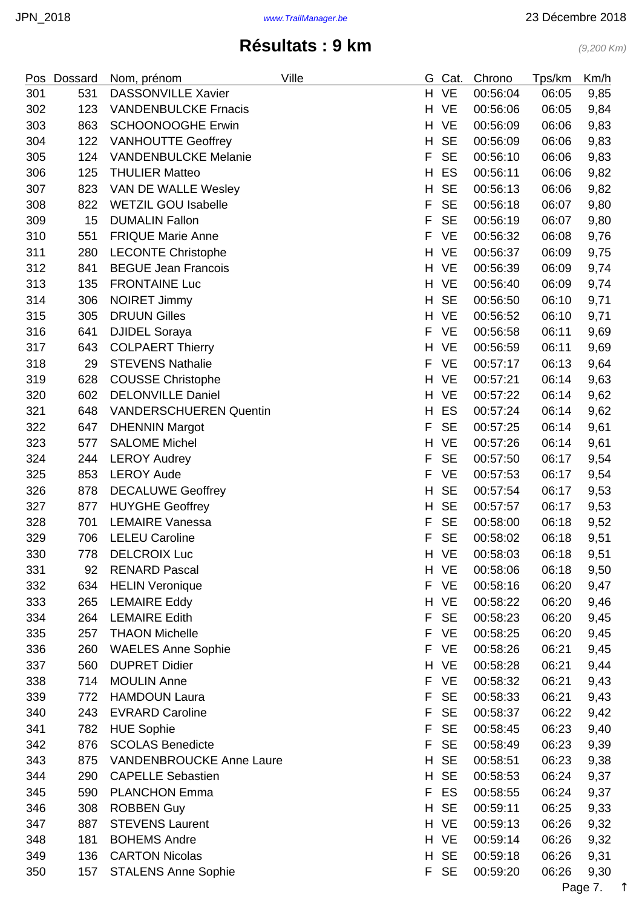# Résultats : 9 km

*(9,200 Km)*

| Pos | Dossard | Nom, prénom | Ville | G | Cat. | Chrono | Tps/km | Km/h |
|---|---|---|---|---|---|---|---|---|
| 301 | 531 | DASSONVILLE Xavier | | H | VE | 00:56:04 | 06:05 | 9,85 |
| 302 | 123 | VANDENBULCKE Frnacis | | H | VE | 00:56:06 | 06:05 | 9,84 |
| 303 | 863 | SCHOONOOGHE Erwin | | H | VE | 00:56:09 | 06:06 | 9,83 |
| 304 | 122 | VANHOUTTE Geoffrey | | H | SE | 00:56:09 | 06:06 | 9,83 |
| 305 | 124 | VANDENBULCKE Melanie | | F | SE | 00:56:10 | 06:06 | 9,83 |
| 306 | 125 | THULIER Matteo | | H | ES | 00:56:11 | 06:06 | 9,82 |
| 307 | 823 | VAN DE WALLE Wesley | | H | SE | 00:56:13 | 06:06 | 9,82 |
| 308 | 822 | WETZIL GOU Isabelle | | F | SE | 00:56:18 | 06:07 | 9,80 |
| 309 | 15 | DUMALIN Fallon | | F | SE | 00:56:19 | 06:07 | 9,80 |
| 310 | 551 | FRIQUE Marie Anne | | F | VE | 00:56:32 | 06:08 | 9,76 |
| 311 | 280 | LECONTE Christophe | | H | VE | 00:56:37 | 06:09 | 9,75 |
| 312 | 841 | BEGUE Jean Francois | | H | VE | 00:56:39 | 06:09 | 9,74 |
| 313 | 135 | FRONTAINE Luc | | H | VE | 00:56:40 | 06:09 | 9,74 |
| 314 | 306 | NOIRET Jimmy | | H | SE | 00:56:50 | 06:10 | 9,71 |
| 315 | 305 | DRUUN Gilles | | H | VE | 00:56:52 | 06:10 | 9,71 |
| 316 | 641 | DJIDEL Soraya | | F | VE | 00:56:58 | 06:11 | 9,69 |
| 317 | 643 | COLPAERT Thierry | | H | VE | 00:56:59 | 06:11 | 9,69 |
| 318 | 29 | STEVENS Nathalie | | F | VE | 00:57:17 | 06:13 | 9,64 |
| 319 | 628 | COUSSE Christophe | | H | VE | 00:57:21 | 06:14 | 9,63 |
| 320 | 602 | DELONVILLE Daniel | | H | VE | 00:57:22 | 06:14 | 9,62 |
| 321 | 648 | VANDERSCHUEREN Quentin | | H | ES | 00:57:24 | 06:14 | 9,62 |
| 322 | 647 | DHENNIN Margot | | F | SE | 00:57:25 | 06:14 | 9,61 |
| 323 | 577 | SALOME Michel | | H | VE | 00:57:26 | 06:14 | 9,61 |
| 324 | 244 | LEROY Audrey | | F | SE | 00:57:50 | 06:17 | 9,54 |
| 325 | 853 | LEROY Aude | | F | VE | 00:57:53 | 06:17 | 9,54 |
| 326 | 878 | DECALUWE Geoffrey | | H | SE | 00:57:54 | 06:17 | 9,53 |
| 327 | 877 | HUYGHE Geoffrey | | H | SE | 00:57:57 | 06:17 | 9,53 |
| 328 | 701 | LEMAIRE Vanessa | | F | SE | 00:58:00 | 06:18 | 9,52 |
| 329 | 706 | LELEU Caroline | | F | SE | 00:58:02 | 06:18 | 9,51 |
| 330 | 778 | DELCROIX Luc | | H | VE | 00:58:03 | 06:18 | 9,51 |
| 331 | 92 | RENARD Pascal | | H | VE | 00:58:06 | 06:18 | 9,50 |
| 332 | 634 | HELIN Veronique | | F | VE | 00:58:16 | 06:20 | 9,47 |
| 333 | 265 | LEMAIRE Eddy | | H | VE | 00:58:22 | 06:20 | 9,46 |
| 334 | 264 | LEMAIRE Edith | | F | SE | 00:58:23 | 06:20 | 9,45 |
| 335 | 257 | THAON Michelle | | F | VE | 00:58:25 | 06:20 | 9,45 |
| 336 | 260 | WAELES Anne Sophie | | F | VE | 00:58:26 | 06:21 | 9,45 |
| 337 | 560 | DUPRET Didier | | H | VE | 00:58:28 | 06:21 | 9,44 |
| 338 | 714 | MOULIN Anne | | F | VE | 00:58:32 | 06:21 | 9,43 |
| 339 | 772 | HAMDOUN Laura | | F | SE | 00:58:33 | 06:21 | 9,43 |
| 340 | 243 | EVRARD Caroline | | F | SE | 00:58:37 | 06:22 | 9,42 |
| 341 | 782 | HUE Sophie | | F | SE | 00:58:45 | 06:23 | 9,40 |
| 342 | 876 | SCOLAS Benedicte | | F | SE | 00:58:49 | 06:23 | 9,39 |
| 343 | 875 | VANDENBROUCKE Anne Laure | | H | SE | 00:58:51 | 06:23 | 9,38 |
| 344 | 290 | CAPELLE Sebastien | | H | SE | 00:58:53 | 06:24 | 9,37 |
| 345 | 590 | PLANCHON Emma | | F | ES | 00:58:55 | 06:24 | 9,37 |
| 346 | 308 | ROBBEN Guy | | H | SE | 00:59:11 | 06:25 | 9,33 |
| 347 | 887 | STEVENS Laurent | | H | VE | 00:59:13 | 06:26 | 9,32 |
| 348 | 181 | BOHEMS Andre | | H | VE | 00:59:14 | 06:26 | 9,32 |
| 349 | 136 | CARTON Nicolas | | H | SE | 00:59:18 | 06:26 | 9,31 |
| 350 | 157 | STALENS Anne Sophie | | F | SE | 00:59:20 | 06:26 | 9,30 |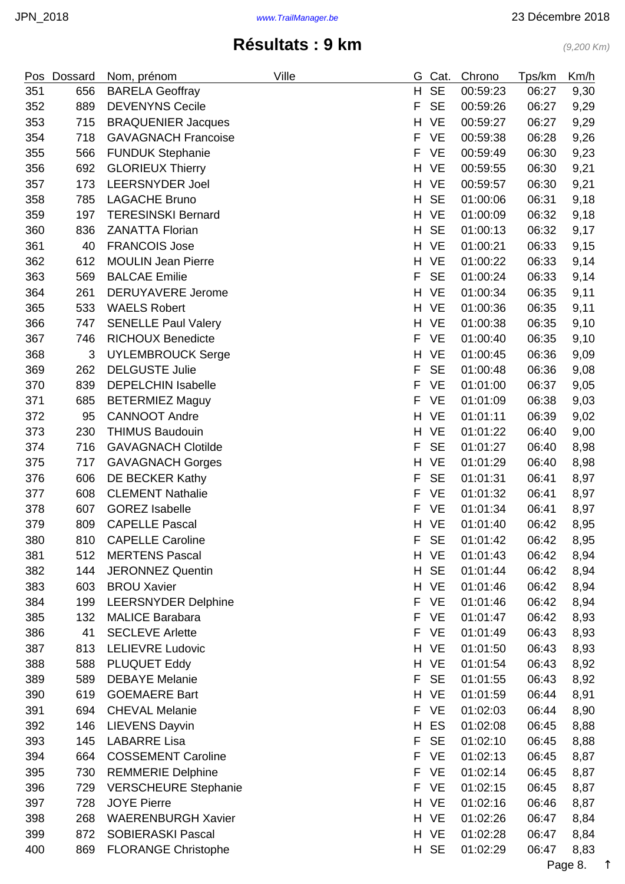# Résultats : 9 km

*(9,200 Km)*

| Pos | Dossard | Nom, prénom | Ville | G | Cat. | Chrono | Tps/km | Km/h |
|---|---|---|---|---|---|---|---|---|
| 351 | 656 | BARELA Geoffray | | H | SE | 00:59:23 | 06:27 | 9,30 |
| 352 | 889 | DEVENYNS Cecile | | F | SE | 00:59:26 | 06:27 | 9,29 |
| 353 | 715 | BRAQUENIER Jacques | | H | VE | 00:59:27 | 06:27 | 9,29 |
| 354 | 718 | GAVAGNACH Francoise | | F | VE | 00:59:38 | 06:28 | 9,26 |
| 355 | 566 | FUNDUK Stephanie | | F | VE | 00:59:49 | 06:30 | 9,23 |
| 356 | 692 | GLORIEUX Thierry | | H | VE | 00:59:55 | 06:30 | 9,21 |
| 357 | 173 | LEERSNYDER Joel | | H | VE | 00:59:57 | 06:30 | 9,21 |
| 358 | 785 | LAGACHE Bruno | | H | SE | 01:00:06 | 06:31 | 9,18 |
| 359 | 197 | TERESINSKI Bernard | | H | VE | 01:00:09 | 06:32 | 9,18 |
| 360 | 836 | ZANATTA Florian | | H | SE | 01:00:13 | 06:32 | 9,17 |
| 361 | 40 | FRANCOIS Jose | | H | VE | 01:00:21 | 06:33 | 9,15 |
| 362 | 612 | MOULIN Jean Pierre | | H | VE | 01:00:22 | 06:33 | 9,14 |
| 363 | 569 | BALCAE Emilie | | F | SE | 01:00:24 | 06:33 | 9,14 |
| 364 | 261 | DERUYAVERE Jerome | | H | VE | 01:00:34 | 06:35 | 9,11 |
| 365 | 533 | WAELS Robert | | H | VE | 01:00:36 | 06:35 | 9,11 |
| 366 | 747 | SENELLE Paul Valery | | H | VE | 01:00:38 | 06:35 | 9,10 |
| 367 | 746 | RICHOUX Benedicte | | F | VE | 01:00:40 | 06:35 | 9,10 |
| 368 | 3 | UYLEMBROUCK Serge | | H | VE | 01:00:45 | 06:36 | 9,09 |
| 369 | 262 | DELGUSTE Julie | | F | SE | 01:00:48 | 06:36 | 9,08 |
| 370 | 839 | DEPELCHIN Isabelle | | F | VE | 01:01:00 | 06:37 | 9,05 |
| 371 | 685 | BETERMIEZ Maguy | | F | VE | 01:01:09 | 06:38 | 9,03 |
| 372 | 95 | CANNOOT Andre | | H | VE | 01:01:11 | 06:39 | 9,02 |
| 373 | 230 | THIMUS Baudouin | | H | VE | 01:01:22 | 06:40 | 9,00 |
| 374 | 716 | GAVAGNACH Clotilde | | F | SE | 01:01:27 | 06:40 | 8,98 |
| 375 | 717 | GAVAGNACH Gorges | | H | VE | 01:01:29 | 06:40 | 8,98 |
| 376 | 606 | DE BECKER Kathy | | F | SE | 01:01:31 | 06:41 | 8,97 |
| 377 | 608 | CLEMENT Nathalie | | F | VE | 01:01:32 | 06:41 | 8,97 |
| 378 | 607 | GOREZ Isabelle | | F | VE | 01:01:34 | 06:41 | 8,97 |
| 379 | 809 | CAPELLE Pascal | | H | VE | 01:01:40 | 06:42 | 8,95 |
| 380 | 810 | CAPELLE Caroline | | F | SE | 01:01:42 | 06:42 | 8,95 |
| 381 | 512 | MERTENS Pascal | | H | VE | 01:01:43 | 06:42 | 8,94 |
| 382 | 144 | JERONNEZ Quentin | | H | SE | 01:01:44 | 06:42 | 8,94 |
| 383 | 603 | BROU Xavier | | H | VE | 01:01:46 | 06:42 | 8,94 |
| 384 | 199 | LEERSNYDER Delphine | | F | VE | 01:01:46 | 06:42 | 8,94 |
| 385 | 132 | MALICE Barabara | | F | VE | 01:01:47 | 06:42 | 8,93 |
| 386 | 41 | SECLEVE Arlette | | F | VE | 01:01:49 | 06:43 | 8,93 |
| 387 | 813 | LELIEVRE Ludovic | | H | VE | 01:01:50 | 06:43 | 8,93 |
| 388 | 588 | PLUQUET Eddy | | H | VE | 01:01:54 | 06:43 | 8,92 |
| 389 | 589 | DEBAYE Melanie | | F | SE | 01:01:55 | 06:43 | 8,92 |
| 390 | 619 | GOEMAERE Bart | | H | VE | 01:01:59 | 06:44 | 8,91 |
| 391 | 694 | CHEVAL Melanie | | F | VE | 01:02:03 | 06:44 | 8,90 |
| 392 | 146 | LIEVENS Dayvin | | H | ES | 01:02:08 | 06:45 | 8,88 |
| 393 | 145 | LABARRE Lisa | | F | SE | 01:02:10 | 06:45 | 8,88 |
| 394 | 664 | COSSEMENT Caroline | | F | VE | 01:02:13 | 06:45 | 8,87 |
| 395 | 730 | REMMERIE Delphine | | F | VE | 01:02:14 | 06:45 | 8,87 |
| 396 | 729 | VERSCHEURE Stephanie | | F | VE | 01:02:15 | 06:45 | 8,87 |
| 397 | 728 | JOYE Pierre | | H | VE | 01:02:16 | 06:46 | 8,87 |
| 398 | 268 | WAERENBURGH Xavier | | H | VE | 01:02:26 | 06:47 | 8,84 |
| 399 | 872 | SOBIERASKI Pascal | | H | VE | 01:02:28 | 06:47 | 8,84 |
| 400 | 869 | FLORANGE Christophe | | H | SE | 01:02:29 | 06:47 | 8,83 |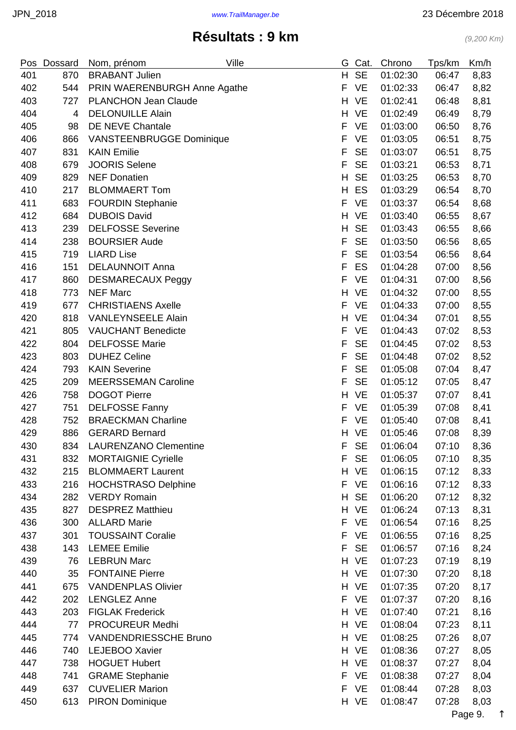# Résultats : 9 km

*(9,200 Km)*

| Pos | Dossard | Nom, prénom | Ville | G | Cat. | Chrono | Tps/km | Km/h |
|---|---|---|---|---|---|---|---|---|
| 401 | 870 | BRABANT Julien | | H | SE | 01:02:30 | 06:47 | 8,83 |
| 402 | 544 | PRIN WAERENBURGH Anne Agathe | | F | VE | 01:02:33 | 06:47 | 8,82 |
| 403 | 727 | PLANCHON Jean Claude | | H | VE | 01:02:41 | 06:48 | 8,81 |
| 404 | 4 | DELONUILLE Alain | | H | VE | 01:02:49 | 06:49 | 8,79 |
| 405 | 98 | DE NEVE Chantale | | F | VE | 01:03:00 | 06:50 | 8,76 |
| 406 | 866 | VANSTEENBRUGGE Dominique | | F | VE | 01:03:05 | 06:51 | 8,75 |
| 407 | 831 | KAIN Emilie | | F | SE | 01:03:07 | 06:51 | 8,75 |
| 408 | 679 | JOORIS Selene | | F | SE | 01:03:21 | 06:53 | 8,71 |
| 409 | 829 | NEF Donatien | | H | SE | 01:03:25 | 06:53 | 8,70 |
| 410 | 217 | BLOMMAERT Tom | | H | ES | 01:03:29 | 06:54 | 8,70 |
| 411 | 683 | FOURDIN Stephanie | | F | VE | 01:03:37 | 06:54 | 8,68 |
| 412 | 684 | DUBOIS David | | H | VE | 01:03:40 | 06:55 | 8,67 |
| 413 | 239 | DELFOSSE Severine | | H | SE | 01:03:43 | 06:55 | 8,66 |
| 414 | 238 | BOURSIER Aude | | F | SE | 01:03:50 | 06:56 | 8,65 |
| 415 | 719 | LIARD Lise | | F | SE | 01:03:54 | 06:56 | 8,64 |
| 416 | 151 | DELAUNNOIT Anna | | F | ES | 01:04:28 | 07:00 | 8,56 |
| 417 | 860 | DESMARECAUX Peggy | | F | VE | 01:04:31 | 07:00 | 8,56 |
| 418 | 773 | NEF Marc | | H | VE | 01:04:32 | 07:00 | 8,55 |
| 419 | 677 | CHRISTIAENS Axelle | | F | VE | 01:04:33 | 07:00 | 8,55 |
| 420 | 818 | VANLEYNSEELE Alain | | H | VE | 01:04:34 | 07:01 | 8,55 |
| 421 | 805 | VAUCHANT Benedicte | | F | VE | 01:04:43 | 07:02 | 8,53 |
| 422 | 804 | DELFOSSE Marie | | F | SE | 01:04:45 | 07:02 | 8,53 |
| 423 | 803 | DUHEZ Celine | | F | SE | 01:04:48 | 07:02 | 8,52 |
| 424 | 793 | KAIN Severine | | F | SE | 01:05:08 | 07:04 | 8,47 |
| 425 | 209 | MEERSSEMAN Caroline | | F | SE | 01:05:12 | 07:05 | 8,47 |
| 426 | 758 | DOGOT Pierre | | H | VE | 01:05:37 | 07:07 | 8,41 |
| 427 | 751 | DELFOSSE Fanny | | F | VE | 01:05:39 | 07:08 | 8,41 |
| 428 | 752 | BRAECKMAN Charline | | F | VE | 01:05:40 | 07:08 | 8,41 |
| 429 | 886 | GERARD Bernard | | H | VE | 01:05:46 | 07:08 | 8,39 |
| 430 | 834 | LAURENZANO Clementine | | F | SE | 01:06:04 | 07:10 | 8,36 |
| 431 | 832 | MORTAIGNIE Cyrielle | | F | SE | 01:06:05 | 07:10 | 8,35 |
| 432 | 215 | BLOMMAERT Laurent | | H | VE | 01:06:15 | 07:12 | 8,33 |
| 433 | 216 | HOCHSTRASO Delphine | | F | VE | 01:06:16 | 07:12 | 8,33 |
| 434 | 282 | VERDY Romain | | H | SE | 01:06:20 | 07:12 | 8,32 |
| 435 | 827 | DESPREZ Matthieu | | H | VE | 01:06:24 | 07:13 | 8,31 |
| 436 | 300 | ALLARD Marie | | F | VE | 01:06:54 | 07:16 | 8,25 |
| 437 | 301 | TOUSSAINT Coralie | | F | VE | 01:06:55 | 07:16 | 8,25 |
| 438 | 143 | LEMEE Emilie | | F | SE | 01:06:57 | 07:16 | 8,24 |
| 439 | 76 | LEBRUN Marc | | H | VE | 01:07:23 | 07:19 | 8,19 |
| 440 | 35 | FONTAINE Pierre | | H | VE | 01:07:30 | 07:20 | 8,18 |
| 441 | 675 | VANDENPLAS Olivier | | H | VE | 01:07:35 | 07:20 | 8,17 |
| 442 | 202 | LENGLEZ Anne | | F | VE | 01:07:37 | 07:20 | 8,16 |
| 443 | 203 | FIGLAK Frederick | | H | VE | 01:07:40 | 07:21 | 8,16 |
| 444 | 77 | PROCUREUR Medhi | | H | VE | 01:08:04 | 07:23 | 8,11 |
| 445 | 774 | VANDENDRIESSCHE Bruno | | H | VE | 01:08:25 | 07:26 | 8,07 |
| 446 | 740 | LEJEBOO Xavier | | H | VE | 01:08:36 | 07:27 | 8,05 |
| 447 | 738 | HOGUET Hubert | | H | VE | 01:08:37 | 07:27 | 8,04 |
| 448 | 741 | GRAME Stephanie | | F | VE | 01:08:38 | 07:27 | 8,04 |
| 449 | 637 | CUVELIER Marion | | F | VE | 01:08:44 | 07:28 | 8,03 |
| 450 | 613 | PIRON Dominique | | H | VE | 01:08:47 | 07:28 | 8,03 |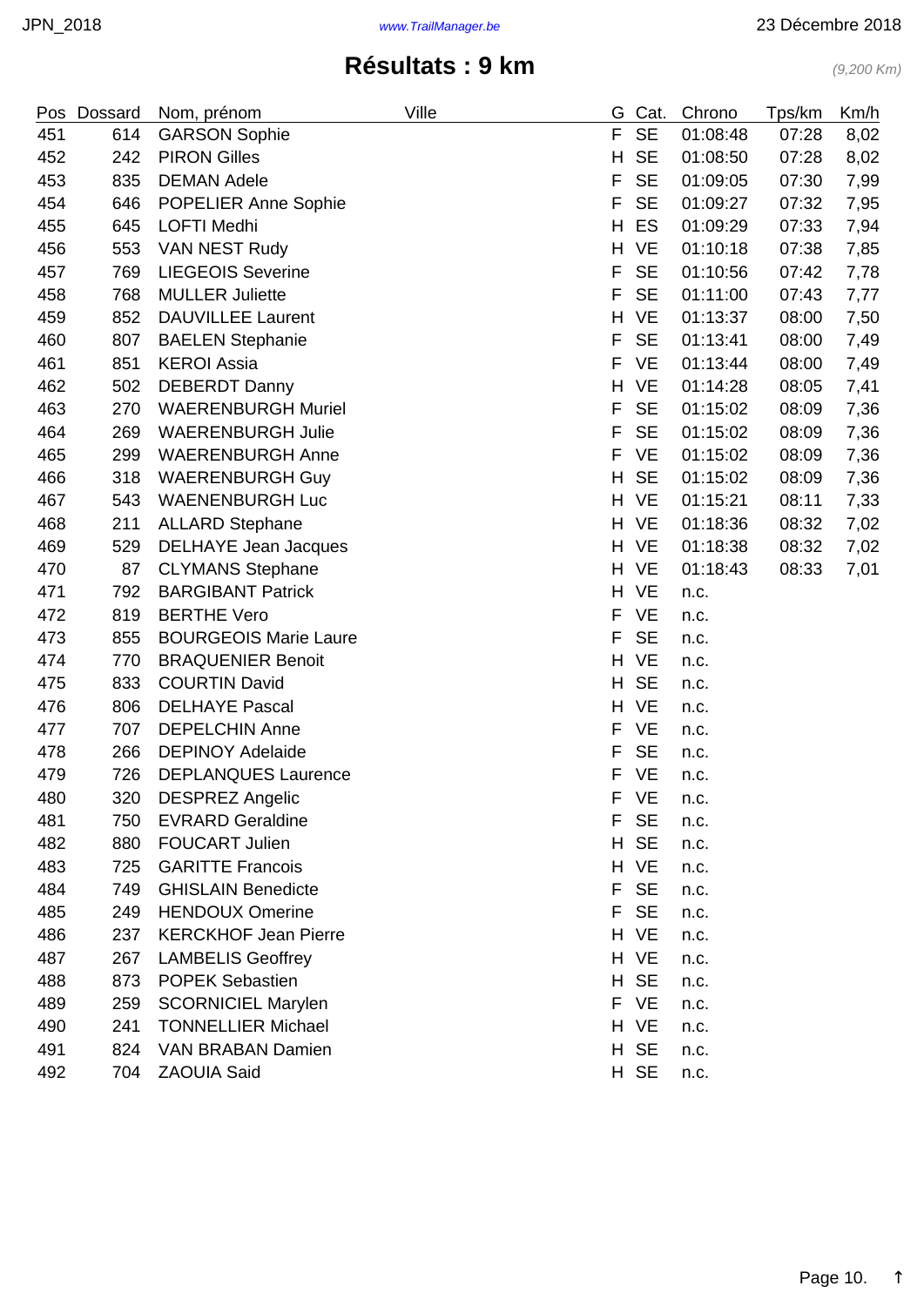# Résultats : 9 km

*(9,200 Km)*

| Pos | Dossard | Nom, prénom | Ville | G | Cat. | Chrono | Tps/km | Km/h |
|---|---|---|---|---|---|---|---|---|
| 451 | 614 | GARSON Sophie | | F | SE | 01:08:48 | 07:28 | 8,02 |
| 452 | 242 | PIRON Gilles | | H | SE | 01:08:50 | 07:28 | 8,02 |
| 453 | 835 | DEMAN Adele | | F | SE | 01:09:05 | 07:30 | 7,99 |
| 454 | 646 | POPELIER Anne Sophie | | F | SE | 01:09:27 | 07:32 | 7,95 |
| 455 | 645 | LOFTI Medhi | | H | ES | 01:09:29 | 07:33 | 7,94 |
| 456 | 553 | VAN NEST Rudy | | H | VE | 01:10:18 | 07:38 | 7,85 |
| 457 | 769 | LIEGEOIS Severine | | F | SE | 01:10:56 | 07:42 | 7,78 |
| 458 | 768 | MULLER Juliette | | F | SE | 01:11:00 | 07:43 | 7,77 |
| 459 | 852 | DAUVILLEE Laurent | | H | VE | 01:13:37 | 08:00 | 7,50 |
| 460 | 807 | BAELEN Stephanie | | F | SE | 01:13:41 | 08:00 | 7,49 |
| 461 | 851 | KEROI Assia | | F | VE | 01:13:44 | 08:00 | 7,49 |
| 462 | 502 | DEBERDT Danny | | H | VE | 01:14:28 | 08:05 | 7,41 |
| 463 | 270 | WAERENBURGH Muriel | | F | SE | 01:15:02 | 08:09 | 7,36 |
| 464 | 269 | WAERENBURGH Julie | | F | SE | 01:15:02 | 08:09 | 7,36 |
| 465 | 299 | WAERENBURGH Anne | | F | VE | 01:15:02 | 08:09 | 7,36 |
| 466 | 318 | WAERENBURGH Guy | | H | SE | 01:15:02 | 08:09 | 7,36 |
| 467 | 543 | WAENENBURGH Luc | | H | VE | 01:15:21 | 08:11 | 7,33 |
| 468 | 211 | ALLARD Stephane | | H | VE | 01:18:36 | 08:32 | 7,02 |
| 469 | 529 | DELHAYE Jean Jacques | | H | VE | 01:18:38 | 08:32 | 7,02 |
| 470 | 87 | CLYMANS Stephane | | H | VE | 01:18:43 | 08:33 | 7,01 |
| 471 | 792 | BARGIBANT Patrick | | H | VE | n.c. | | |
| 472 | 819 | BERTHE Vero | | F | VE | n.c. | | |
| 473 | 855 | BOURGEOIS Marie Laure | | F | SE | n.c. | | |
| 474 | 770 | BRAQUENIER Benoit | | H | VE | n.c. | | |
| 475 | 833 | COURTIN David | | H | SE | n.c. | | |
| 476 | 806 | DELHAYE Pascal | | H | VE | n.c. | | |
| 477 | 707 | DEPELCHIN Anne | | F | VE | n.c. | | |
| 478 | 266 | DEPINOY Adelaide | | F | SE | n.c. | | |
| 479 | 726 | DEPLANQUES Laurence | | F | VE | n.c. | | |
| 480 | 320 | DESPREZ Angelic | | F | VE | n.c. | | |
| 481 | 750 | EVRARD Geraldine | | F | SE | n.c. | | |
| 482 | 880 | FOUCART Julien | | H | SE | n.c. | | |
| 483 | 725 | GARITTE Francois | | H | VE | n.c. | | |
| 484 | 749 | GHISLAIN Benedicte | | F | SE | n.c. | | |
| 485 | 249 | HENDOUX Omerine | | F | SE | n.c. | | |
| 486 | 237 | KERCKHOF Jean Pierre | | H | VE | n.c. | | |
| 487 | 267 | LAMBELIS Geoffrey | | H | VE | n.c. | | |
| 488 | 873 | POPEK Sebastien | | H | SE | n.c. | | |
| 489 | 259 | SCORNICIEL Marylen | | F | VE | n.c. | | |
| 490 | 241 | TONNELLIER Michael | | H | VE | n.c. | | |
| 491 | 824 | VAN BRABAN Damien | | H | SE | n.c. | | |
| 492 | 704 | ZAOUIA Said | | H | SE | n.c. | | |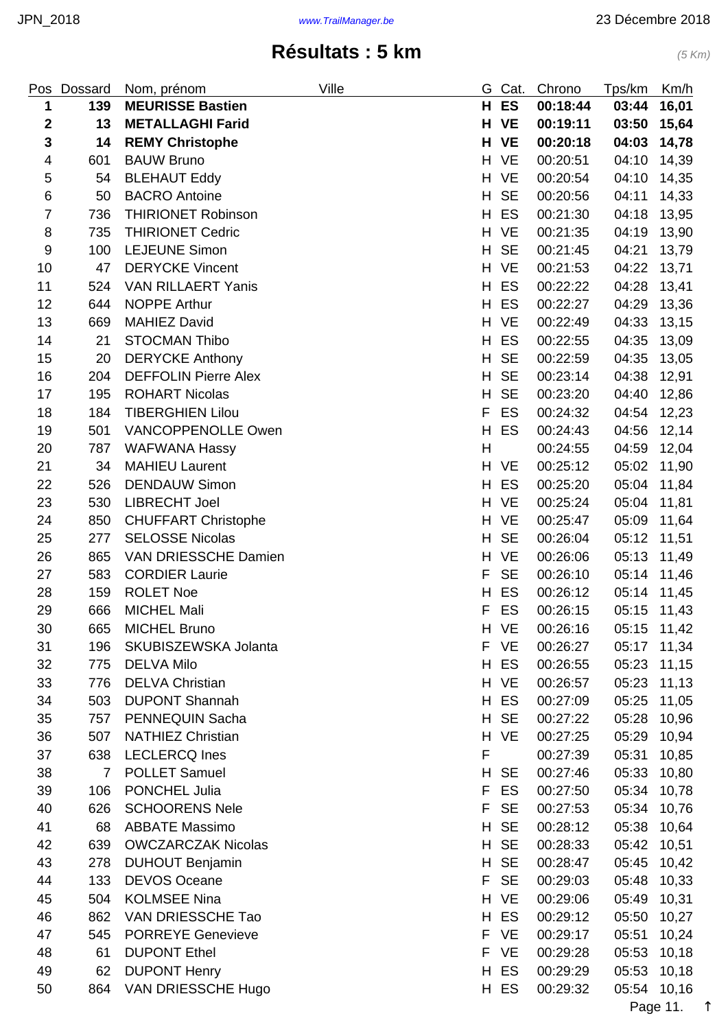# Résultats : 5 km

*(5 Km)*

| Pos | Dossard | Nom, prénom | Ville | G | Cat. | Chrono | Tps/km | Km/h |
|---|---|---|---|---|---|---|---|---|
| **1** | **139** | **MEURISSE Bastien** | | **H** | **ES** | **00:18:44** | **03:44** | **16,01** |
| **2** | **13** | **METALLAGHI Farid** | | **H** | **VE** | **00:19:11** | **03:50** | **15,64** |
| **3** | **14** | **REMY Christophe** | | **H** | **VE** | **00:20:18** | **04:03** | **14,78** |
| 4 | 601 | BAUW Bruno | | H | VE | 00:20:51 | 04:10 | 14,39 |
| 5 | 54 | BLEHAUT Eddy | | H | VE | 00:20:54 | 04:10 | 14,35 |
| 6 | 50 | BACRO Antoine | | H | SE | 00:20:56 | 04:11 | 14,33 |
| 7 | 736 | THIRIONET Robinson | | H | ES | 00:21:30 | 04:18 | 13,95 |
| 8 | 735 | THIRIONET Cedric | | H | VE | 00:21:35 | 04:19 | 13,90 |
| 9 | 100 | LEJEUNE Simon | | H | SE | 00:21:45 | 04:21 | 13,79 |
| 10 | 47 | DERYCKE Vincent | | H | VE | 00:21:53 | 04:22 | 13,71 |
| 11 | 524 | VAN RILLAERT Yanis | | H | ES | 00:22:22 | 04:28 | 13,41 |
| 12 | 644 | NOPPE Arthur | | H | ES | 00:22:27 | 04:29 | 13,36 |
| 13 | 669 | MAHIEZ David | | H | VE | 00:22:49 | 04:33 | 13,15 |
| 14 | 21 | STOCMAN Thibo | | H | ES | 00:22:55 | 04:35 | 13,09 |
| 15 | 20 | DERYCKE Anthony | | H | SE | 00:22:59 | 04:35 | 13,05 |
| 16 | 204 | DEFFOLIN Pierre Alex | | H | SE | 00:23:14 | 04:38 | 12,91 |
| 17 | 195 | ROHART Nicolas | | H | SE | 00:23:20 | 04:40 | 12,86 |
| 18 | 184 | TIBERGHIEN Lilou | | F | ES | 00:24:32 | 04:54 | 12,23 |
| 19 | 501 | VANCOPPENOLLE Owen | | H | ES | 00:24:43 | 04:56 | 12,14 |
| 20 | 787 | WAFWANA Hassy | | H | | 00:24:55 | 04:59 | 12,04 |
| 21 | 34 | MAHIEU Laurent | | H | VE | 00:25:12 | 05:02 | 11,90 |
| 22 | 526 | DENDAUW Simon | | H | ES | 00:25:20 | 05:04 | 11,84 |
| 23 | 530 | LIBRECHT Joel | | H | VE | 00:25:24 | 05:04 | 11,81 |
| 24 | 850 | CHUFFART Christophe | | H | VE | 00:25:47 | 05:09 | 11,64 |
| 25 | 277 | SELOSSE Nicolas | | H | SE | 00:26:04 | 05:12 | 11,51 |
| 26 | 865 | VAN DRIESSCHE Damien | | H | VE | 00:26:06 | 05:13 | 11,49 |
| 27 | 583 | CORDIER Laurie | | F | SE | 00:26:10 | 05:14 | 11,46 |
| 28 | 159 | ROLET Noe | | H | ES | 00:26:12 | 05:14 | 11,45 |
| 29 | 666 | MICHEL Mali | | F | ES | 00:26:15 | 05:15 | 11,43 |
| 30 | 665 | MICHEL Bruno | | H | VE | 00:26:16 | 05:15 | 11,42 |
| 31 | 196 | SKUBISZEWSKA Jolanta | | F | VE | 00:26:27 | 05:17 | 11,34 |
| 32 | 775 | DELVA Milo | | H | ES | 00:26:55 | 05:23 | 11,15 |
| 33 | 776 | DELVA Christian | | H | VE | 00:26:57 | 05:23 | 11,13 |
| 34 | 503 | DUPONT Shannah | | H | ES | 00:27:09 | 05:25 | 11,05 |
| 35 | 757 | PENNEQUIN Sacha | | H | SE | 00:27:22 | 05:28 | 10,96 |
| 36 | 507 | NATHIEZ Christian | | H | VE | 00:27:25 | 05:29 | 10,94 |
| 37 | 638 | LECLERCQ Ines | | F | | 00:27:39 | 05:31 | 10,85 |
| 38 | 7 | POLLET Samuel | | H | SE | 00:27:46 | 05:33 | 10,80 |
| 39 | 106 | PONCHEL Julia | | F | ES | 00:27:50 | 05:34 | 10,78 |
| 40 | 626 | SCHOORENS Nele | | F | SE | 00:27:53 | 05:34 | 10,76 |
| 41 | 68 | ABBATE Massimo | | H | SE | 00:28:12 | 05:38 | 10,64 |
| 42 | 639 | OWCZARCZAK Nicolas | | H | SE | 00:28:33 | 05:42 | 10,51 |
| 43 | 278 | DUHOUT Benjamin | | H | SE | 00:28:47 | 05:45 | 10,42 |
| 44 | 133 | DEVOS Oceane | | F | SE | 00:29:03 | 05:48 | 10,33 |
| 45 | 504 | KOLMSEE Nina | | H | VE | 00:29:06 | 05:49 | 10,31 |
| 46 | 862 | VAN DRIESSCHE Tao | | H | ES | 00:29:12 | 05:50 | 10,27 |
| 47 | 545 | PORREYE Genevieve | | F | VE | 00:29:17 | 05:51 | 10,24 |
| 48 | 61 | DUPONT Ethel | | F | VE | 00:29:28 | 05:53 | 10,18 |
| 49 | 62 | DUPONT Henry | | H | ES | 00:29:29 | 05:53 | 10,18 |
| 50 | 864 | VAN DRIESSCHE Hugo | | H | ES | 00:29:32 | 05:54 | 10,16 |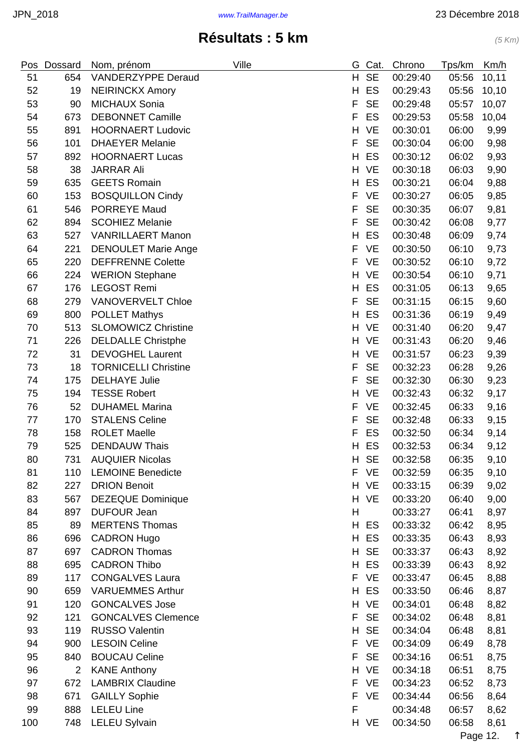# Résultats : 5 km

*(5 Km)*

| Pos | Dossard | Nom, prénom | Ville | G | Cat. | Chrono | Tps/km | Km/h |
|---|---|---|---|---|---|---|---|---|
| 51 | 654 | VANDERZYPPE Deraud | | H | SE | 00:29:40 | 05:56 | 10,11 |
| 52 | 19 | NEIRINCKX Amory | | H | ES | 00:29:43 | 05:56 | 10,10 |
| 53 | 90 | MICHAUX Sonia | | F | SE | 00:29:48 | 05:57 | 10,07 |
| 54 | 673 | DEBONNET Camille | | F | ES | 00:29:53 | 05:58 | 10,04 |
| 55 | 891 | HOORNAERT Ludovic | | H | VE | 00:30:01 | 06:00 | 9,99 |
| 56 | 101 | DHAEYER Melanie | | F | SE | 00:30:04 | 06:00 | 9,98 |
| 57 | 892 | HOORNAERT Lucas | | H | ES | 00:30:12 | 06:02 | 9,93 |
| 58 | 38 | JARRAR Ali | | H | VE | 00:30:18 | 06:03 | 9,90 |
| 59 | 635 | GEETS Romain | | H | ES | 00:30:21 | 06:04 | 9,88 |
| 60 | 153 | BOSQUILLON Cindy | | F | VE | 00:30:27 | 06:05 | 9,85 |
| 61 | 546 | PORREYE Maud | | F | SE | 00:30:35 | 06:07 | 9,81 |
| 62 | 894 | SCOHIEZ Melanie | | F | SE | 00:30:42 | 06:08 | 9,77 |
| 63 | 527 | VANRILLAERT Manon | | H | ES | 00:30:48 | 06:09 | 9,74 |
| 64 | 221 | DENOULET Marie Ange | | F | VE | 00:30:50 | 06:10 | 9,73 |
| 65 | 220 | DEFFRENNE Colette | | F | VE | 00:30:52 | 06:10 | 9,72 |
| 66 | 224 | WERION Stephane | | H | VE | 00:30:54 | 06:10 | 9,71 |
| 67 | 176 | LEGOST Remi | | H | ES | 00:31:05 | 06:13 | 9,65 |
| 68 | 279 | VANOVERVELT Chloe | | F | SE | 00:31:15 | 06:15 | 9,60 |
| 69 | 800 | POLLET Mathys | | H | ES | 00:31:36 | 06:19 | 9,49 |
| 70 | 513 | SLOMOWICZ Christine | | H | VE | 00:31:40 | 06:20 | 9,47 |
| 71 | 226 | DELDALLE Christphe | | H | VE | 00:31:43 | 06:20 | 9,46 |
| 72 | 31 | DEVOGHEL Laurent | | H | VE | 00:31:57 | 06:23 | 9,39 |
| 73 | 18 | TORNICELLI Christine | | F | SE | 00:32:23 | 06:28 | 9,26 |
| 74 | 175 | DELHAYE Julie | | F | SE | 00:32:30 | 06:30 | 9,23 |
| 75 | 194 | TESSE Robert | | H | VE | 00:32:43 | 06:32 | 9,17 |
| 76 | 52 | DUHAMEL Marina | | F | VE | 00:32:45 | 06:33 | 9,16 |
| 77 | 170 | STALENS Celine | | F | SE | 00:32:48 | 06:33 | 9,15 |
| 78 | 158 | ROLET Maelle | | F | ES | 00:32:50 | 06:34 | 9,14 |
| 79 | 525 | DENDAUW Thais | | H | ES | 00:32:53 | 06:34 | 9,12 |
| 80 | 731 | AUQUIER Nicolas | | H | SE | 00:32:58 | 06:35 | 9,10 |
| 81 | 110 | LEMOINE Benedicte | | F | VE | 00:32:59 | 06:35 | 9,10 |
| 82 | 227 | DRION Benoit | | H | VE | 00:33:15 | 06:39 | 9,02 |
| 83 | 567 | DEZEQUE Dominique | | H | VE | 00:33:20 | 06:40 | 9,00 |
| 84 | 897 | DUFOUR Jean | | H | | 00:33:27 | 06:41 | 8,97 |
| 85 | 89 | MERTENS Thomas | | H | ES | 00:33:32 | 06:42 | 8,95 |
| 86 | 696 | CADRON Hugo | | H | ES | 00:33:35 | 06:43 | 8,93 |
| 87 | 697 | CADRON Thomas | | H | SE | 00:33:37 | 06:43 | 8,92 |
| 88 | 695 | CADRON Thibo | | H | ES | 00:33:39 | 06:43 | 8,92 |
| 89 | 117 | CONGALVES Laura | | F | VE | 00:33:47 | 06:45 | 8,88 |
| 90 | 659 | VARUEMMES Arthur | | H | ES | 00:33:50 | 06:46 | 8,87 |
| 91 | 120 | GONCALVES Jose | | H | VE | 00:34:01 | 06:48 | 8,82 |
| 92 | 121 | GONCALVES Clemence | | F | SE | 00:34:02 | 06:48 | 8,81 |
| 93 | 119 | RUSSO Valentin | | H | SE | 00:34:04 | 06:48 | 8,81 |
| 94 | 900 | LESOIN Celine | | F | VE | 00:34:09 | 06:49 | 8,78 |
| 95 | 840 | BOUCAU Celine | | F | SE | 00:34:16 | 06:51 | 8,75 |
| 96 | 2 | KANE Anthony | | H | VE | 00:34:18 | 06:51 | 8,75 |
| 97 | 672 | LAMBRIX Claudine | | F | VE | 00:34:23 | 06:52 | 8,73 |
| 98 | 671 | GAILLY Sophie | | F | VE | 00:34:44 | 06:56 | 8,64 |
| 99 | 888 | LELEU Line | | F | | 00:34:48 | 06:57 | 8,62 |
| 100 | 748 | LELEU Sylvain | | H | VE | 00:34:50 | 06:58 | 8,61 |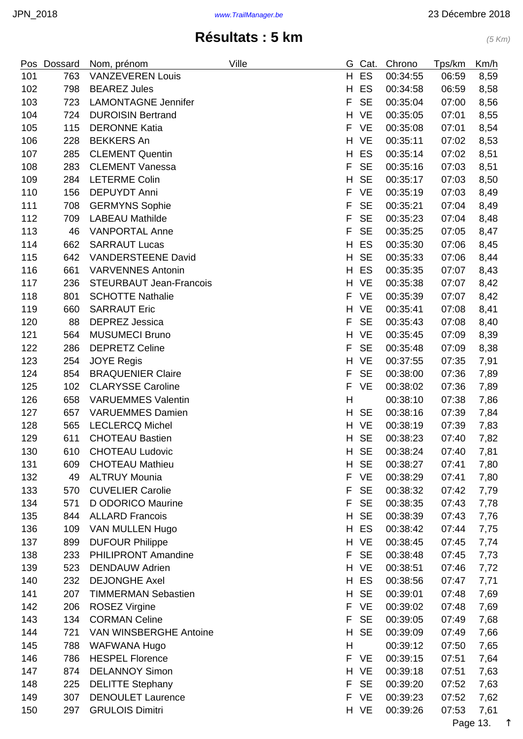# Résultats : 5 km

*(5 Km)*

| Pos | Dossard | Nom, prénom | Ville | G | Cat. | Chrono | Tps/km | Km/h |
|---|---|---|---|---|---|---|---|---|
| 101 | 763 | VANZEVEREN Louis | | H | ES | 00:34:55 | 06:59 | 8,59 |
| 102 | 798 | BEAREZ Jules | | H | ES | 00:34:58 | 06:59 | 8,58 |
| 103 | 723 | LAMONTAGNE Jennifer | | F | SE | 00:35:04 | 07:00 | 8,56 |
| 104 | 724 | DUROISIN Bertrand | | H | VE | 00:35:05 | 07:01 | 8,55 |
| 105 | 115 | DERONNE Katia | | F | VE | 00:35:08 | 07:01 | 8,54 |
| 106 | 228 | BEKKERS An | | H | VE | 00:35:11 | 07:02 | 8,53 |
| 107 | 285 | CLEMENT Quentin | | H | ES | 00:35:14 | 07:02 | 8,51 |
| 108 | 283 | CLEMENT Vanessa | | F | SE | 00:35:16 | 07:03 | 8,51 |
| 109 | 284 | LETERME Colin | | H | SE | 00:35:17 | 07:03 | 8,50 |
| 110 | 156 | DEPUYDT Anni | | F | VE | 00:35:19 | 07:03 | 8,49 |
| 111 | 708 | GERMYNS Sophie | | F | SE | 00:35:21 | 07:04 | 8,49 |
| 112 | 709 | LABEAU Mathilde | | F | SE | 00:35:23 | 07:04 | 8,48 |
| 113 | 46 | VANPORTAL Anne | | F | SE | 00:35:25 | 07:05 | 8,47 |
| 114 | 662 | SARRAUT Lucas | | H | ES | 00:35:30 | 07:06 | 8,45 |
| 115 | 642 | VANDERSTEENE David | | H | SE | 00:35:33 | 07:06 | 8,44 |
| 116 | 661 | VARVENNES Antonin | | H | ES | 00:35:35 | 07:07 | 8,43 |
| 117 | 236 | STEURBAUT Jean-Francois | | H | VE | 00:35:38 | 07:07 | 8,42 |
| 118 | 801 | SCHOTTE Nathalie | | F | VE | 00:35:39 | 07:07 | 8,42 |
| 119 | 660 | SARRAUT Eric | | H | VE | 00:35:41 | 07:08 | 8,41 |
| 120 | 88 | DEPREZ Jessica | | F | SE | 00:35:43 | 07:08 | 8,40 |
| 121 | 564 | MUSUMECI Bruno | | H | VE | 00:35:45 | 07:09 | 8,39 |
| 122 | 286 | DEPRETZ Celine | | F | SE | 00:35:48 | 07:09 | 8,38 |
| 123 | 254 | JOYE Regis | | H | VE | 00:37:55 | 07:35 | 7,91 |
| 124 | 854 | BRAQUENIER Claire | | F | SE | 00:38:00 | 07:36 | 7,89 |
| 125 | 102 | CLARYSSE Caroline | | F | VE | 00:38:02 | 07:36 | 7,89 |
| 126 | 658 | VARUEMMES Valentin | | H | | 00:38:10 | 07:38 | 7,86 |
| 127 | 657 | VARUEMMES Damien | | H | SE | 00:38:16 | 07:39 | 7,84 |
| 128 | 565 | LECLERCQ Michel | | H | VE | 00:38:19 | 07:39 | 7,83 |
| 129 | 611 | CHOTEAU Bastien | | H | SE | 00:38:23 | 07:40 | 7,82 |
| 130 | 610 | CHOTEAU Ludovic | | H | SE | 00:38:24 | 07:40 | 7,81 |
| 131 | 609 | CHOTEAU Mathieu | | H | SE | 00:38:27 | 07:41 | 7,80 |
| 132 | 49 | ALTRUY Mounia | | F | VE | 00:38:29 | 07:41 | 7,80 |
| 133 | 570 | CUVELIER Carolie | | F | SE | 00:38:32 | 07:42 | 7,79 |
| 134 | 571 | D ODORICO Maurine | | F | SE | 00:38:35 | 07:43 | 7,78 |
| 135 | 844 | ALLARD Francois | | H | SE | 00:38:39 | 07:43 | 7,76 |
| 136 | 109 | VAN MULLEN Hugo | | H | ES | 00:38:42 | 07:44 | 7,75 |
| 137 | 899 | DUFOUR Philippe | | H | VE | 00:38:45 | 07:45 | 7,74 |
| 138 | 233 | PHILIPRONT Amandine | | F | SE | 00:38:48 | 07:45 | 7,73 |
| 139 | 523 | DENDAUW Adrien | | H | VE | 00:38:51 | 07:46 | 7,72 |
| 140 | 232 | DEJONGHE Axel | | H | ES | 00:38:56 | 07:47 | 7,71 |
| 141 | 207 | TIMMERMAN Sebastien | | H | SE | 00:39:01 | 07:48 | 7,69 |
| 142 | 206 | ROSEZ Virgine | | F | VE | 00:39:02 | 07:48 | 7,69 |
| 143 | 134 | CORMAN Celine | | F | SE | 00:39:05 | 07:49 | 7,68 |
| 144 | 721 | VAN WINSBERGHE Antoine | | H | SE | 00:39:09 | 07:49 | 7,66 |
| 145 | 788 | WAFWANA Hugo | | H | | 00:39:12 | 07:50 | 7,65 |
| 146 | 786 | HESPEL Florence | | F | VE | 00:39:15 | 07:51 | 7,64 |
| 147 | 874 | DELANNOY Simon | | H | VE | 00:39:18 | 07:51 | 7,63 |
| 148 | 225 | DELITTE Stephany | | F | SE | 00:39:20 | 07:52 | 7,63 |
| 149 | 307 | DENOULET Laurence | | F | VE | 00:39:23 | 07:52 | 7,62 |
| 150 | 297 | GRULOIS Dimitri | | H | VE | 00:39:26 | 07:53 | 7,61 |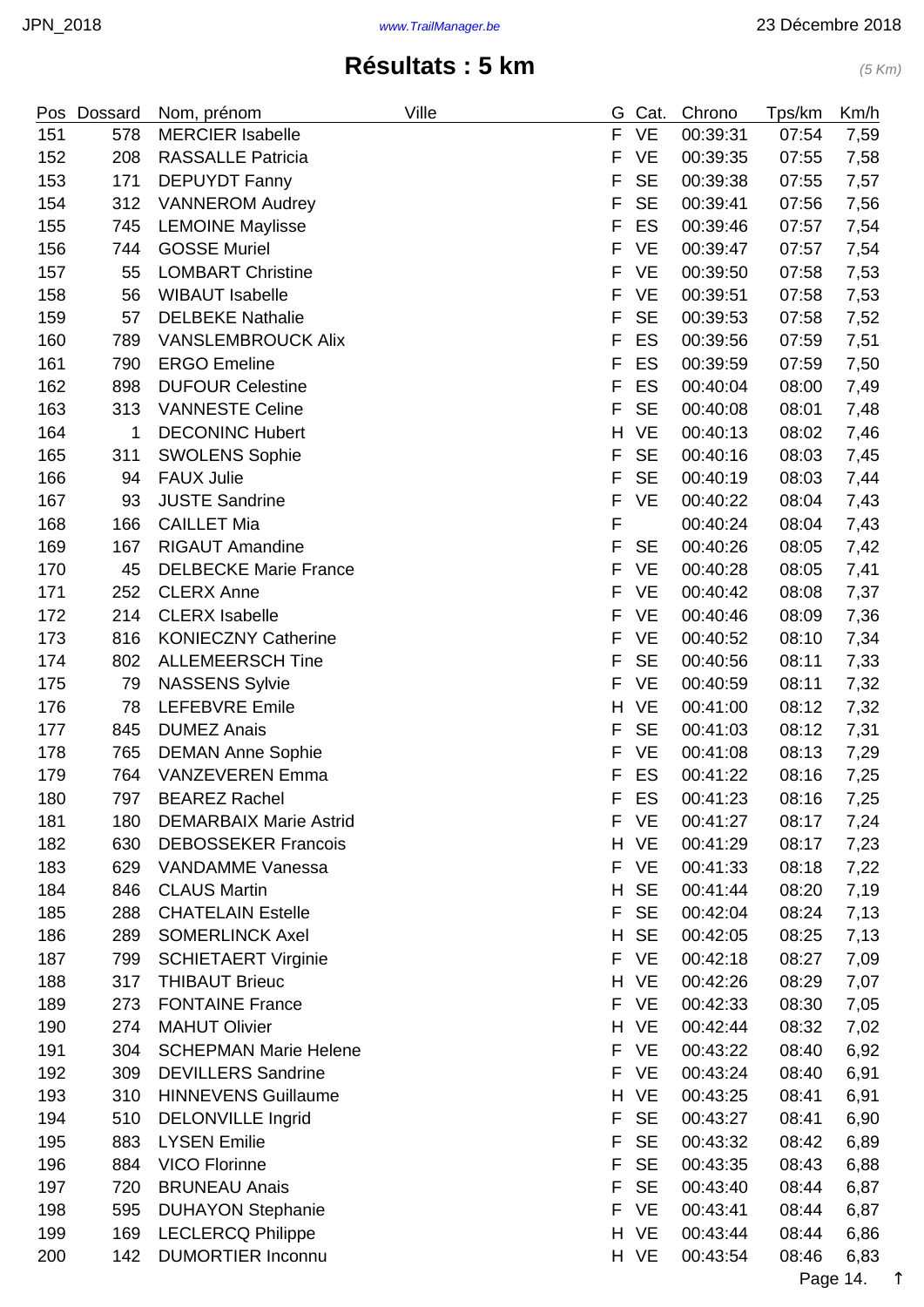# Résultats : 5 km

*(5 Km)*

| Pos | Dossard | Nom, prénom | Ville | G | Cat. | Chrono | Tps/km | Km/h |
|---|---|---|---|---|---|---|---|---|
| 151 | 578 | MERCIER Isabelle | | F | VE | 00:39:31 | 07:54 | 7,59 |
| 152 | 208 | RASSALLE Patricia | | F | VE | 00:39:35 | 07:55 | 7,58 |
| 153 | 171 | DEPUYDT Fanny | | F | SE | 00:39:38 | 07:55 | 7,57 |
| 154 | 312 | VANNEROM Audrey | | F | SE | 00:39:41 | 07:56 | 7,56 |
| 155 | 745 | LEMOINE Maylisse | | F | ES | 00:39:46 | 07:57 | 7,54 |
| 156 | 744 | GOSSE Muriel | | F | VE | 00:39:47 | 07:57 | 7,54 |
| 157 | 55 | LOMBART Christine | | F | VE | 00:39:50 | 07:58 | 7,53 |
| 158 | 56 | WIBAUT Isabelle | | F | VE | 00:39:51 | 07:58 | 7,53 |
| 159 | 57 | DELBEKE Nathalie | | F | SE | 00:39:53 | 07:58 | 7,52 |
| 160 | 789 | VANSLEMBROUCK Alix | | F | ES | 00:39:56 | 07:59 | 7,51 |
| 161 | 790 | ERGO Emeline | | F | ES | 00:39:59 | 07:59 | 7,50 |
| 162 | 898 | DUFOUR Celestine | | F | ES | 00:40:04 | 08:00 | 7,49 |
| 163 | 313 | VANNESTE Celine | | F | SE | 00:40:08 | 08:01 | 7,48 |
| 164 | 1 | DECONINC Hubert | | H | VE | 00:40:13 | 08:02 | 7,46 |
| 165 | 311 | SWOLENS Sophie | | F | SE | 00:40:16 | 08:03 | 7,45 |
| 166 | 94 | FAUX Julie | | F | SE | 00:40:19 | 08:03 | 7,44 |
| 167 | 93 | JUSTE Sandrine | | F | VE | 00:40:22 | 08:04 | 7,43 |
| 168 | 166 | CAILLET Mia | | F | | 00:40:24 | 08:04 | 7,43 |
| 169 | 167 | RIGAUT Amandine | | F | SE | 00:40:26 | 08:05 | 7,42 |
| 170 | 45 | DELBECKE Marie France | | F | VE | 00:40:28 | 08:05 | 7,41 |
| 171 | 252 | CLERX Anne | | F | VE | 00:40:42 | 08:08 | 7,37 |
| 172 | 214 | CLERX Isabelle | | F | VE | 00:40:46 | 08:09 | 7,36 |
| 173 | 816 | KONIECZNY Catherine | | F | VE | 00:40:52 | 08:10 | 7,34 |
| 174 | 802 | ALLEMEERSCH Tine | | F | SE | 00:40:56 | 08:11 | 7,33 |
| 175 | 79 | NASSENS Sylvie | | F | VE | 00:40:59 | 08:11 | 7,32 |
| 176 | 78 | LEFEBVRE Emile | | H | VE | 00:41:00 | 08:12 | 7,32 |
| 177 | 845 | DUMEZ Anais | | F | SE | 00:41:03 | 08:12 | 7,31 |
| 178 | 765 | DEMAN Anne Sophie | | F | VE | 00:41:08 | 08:13 | 7,29 |
| 179 | 764 | VANZEVEREN Emma | | F | ES | 00:41:22 | 08:16 | 7,25 |
| 180 | 797 | BEAREZ Rachel | | F | ES | 00:41:23 | 08:16 | 7,25 |
| 181 | 180 | DEMARBAIX Marie Astrid | | F | VE | 00:41:27 | 08:17 | 7,24 |
| 182 | 630 | DEBOSSEKER Francois | | H | VE | 00:41:29 | 08:17 | 7,23 |
| 183 | 629 | VANDAMME Vanessa | | F | VE | 00:41:33 | 08:18 | 7,22 |
| 184 | 846 | CLAUS Martin | | H | SE | 00:41:44 | 08:20 | 7,19 |
| 185 | 288 | CHATELAIN Estelle | | F | SE | 00:42:04 | 08:24 | 7,13 |
| 186 | 289 | SOMERLINCK Axel | | H | SE | 00:42:05 | 08:25 | 7,13 |
| 187 | 799 | SCHIETAERT Virginie | | F | VE | 00:42:18 | 08:27 | 7,09 |
| 188 | 317 | THIBAUT Brieuc | | H | VE | 00:42:26 | 08:29 | 7,07 |
| 189 | 273 | FONTAINE France | | F | VE | 00:42:33 | 08:30 | 7,05 |
| 190 | 274 | MAHUT Olivier | | H | VE | 00:42:44 | 08:32 | 7,02 |
| 191 | 304 | SCHEPMAN Marie Helene | | F | VE | 00:43:22 | 08:40 | 6,92 |
| 192 | 309 | DEVILLERS Sandrine | | F | VE | 00:43:24 | 08:40 | 6,91 |
| 193 | 310 | HINNEVENS Guillaume | | H | VE | 00:43:25 | 08:41 | 6,91 |
| 194 | 510 | DELONVILLE Ingrid | | F | SE | 00:43:27 | 08:41 | 6,90 |
| 195 | 883 | LYSEN Emilie | | F | SE | 00:43:32 | 08:42 | 6,89 |
| 196 | 884 | VICO Florinne | | F | SE | 00:43:35 | 08:43 | 6,88 |
| 197 | 720 | BRUNEAU Anais | | F | SE | 00:43:40 | 08:44 | 6,87 |
| 198 | 595 | DUHAYON Stephanie | | F | VE | 00:43:41 | 08:44 | 6,87 |
| 199 | 169 | LECLERCQ Philippe | | H | VE | 00:43:44 | 08:44 | 6,86 |
| 200 | 142 | DUMORTIER Inconnu | | H | VE | 00:43:54 | 08:46 | 6,83 |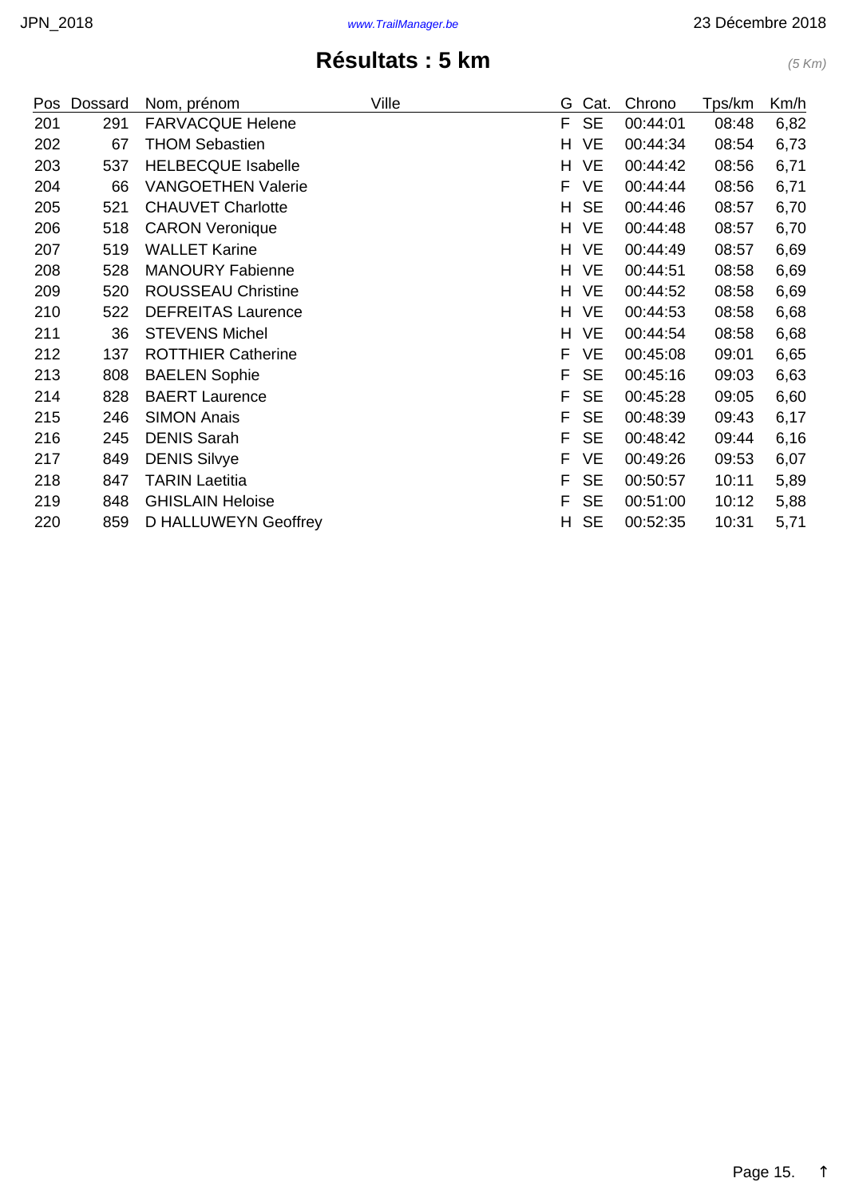# Résultats : 5 km

*(5 Km)*

| Pos | Dossard | Nom, prénom | Ville | G | Cat. | Chrono | Tps/km | Km/h |
|---|---|---|---|---|---|---|---|---|
| 201 | 291 | FARVACQUE Helene | | F | SE | 00:44:01 | 08:48 | 6,82 |
| 202 | 67 | THOM Sebastien | | H | VE | 00:44:34 | 08:54 | 6,73 |
| 203 | 537 | HELBECQUE Isabelle | | H | VE | 00:44:42 | 08:56 | 6,71 |
| 204 | 66 | VANGOETHEN Valerie | | F | VE | 00:44:44 | 08:56 | 6,71 |
| 205 | 521 | CHAUVET Charlotte | | H | SE | 00:44:46 | 08:57 | 6,70 |
| 206 | 518 | CARON Veronique | | H | VE | 00:44:48 | 08:57 | 6,70 |
| 207 | 519 | WALLET Karine | | H | VE | 00:44:49 | 08:57 | 6,69 |
| 208 | 528 | MANOURY Fabienne | | H | VE | 00:44:51 | 08:58 | 6,69 |
| 209 | 520 | ROUSSEAU Christine | | H | VE | 00:44:52 | 08:58 | 6,69 |
| 210 | 522 | DEFREITAS Laurence | | H | VE | 00:44:53 | 08:58 | 6,68 |
| 211 | 36 | STEVENS Michel | | H | VE | 00:44:54 | 08:58 | 6,68 |
| 212 | 137 | ROTTHIER Catherine | | F | VE | 00:45:08 | 09:01 | 6,65 |
| 213 | 808 | BAELEN Sophie | | F | SE | 00:45:16 | 09:03 | 6,63 |
| 214 | 828 | BAERT Laurence | | F | SE | 00:45:28 | 09:05 | 6,60 |
| 215 | 246 | SIMON Anais | | F | SE | 00:48:39 | 09:43 | 6,17 |
| 216 | 245 | DENIS Sarah | | F | SE | 00:48:42 | 09:44 | 6,16 |
| 217 | 849 | DENIS Silvye | | F | VE | 00:49:26 | 09:53 | 6,07 |
| 218 | 847 | TARIN Laetitia | | F | SE | 00:50:57 | 10:11 | 5,89 |
| 219 | 848 | GHISLAIN Heloise | | F | SE | 00:51:00 | 10:12 | 5,88 |
| 220 | 859 | D HALLUWEYN Geoffrey | | H | SE | 00:52:35 | 10:31 | 5,71 |